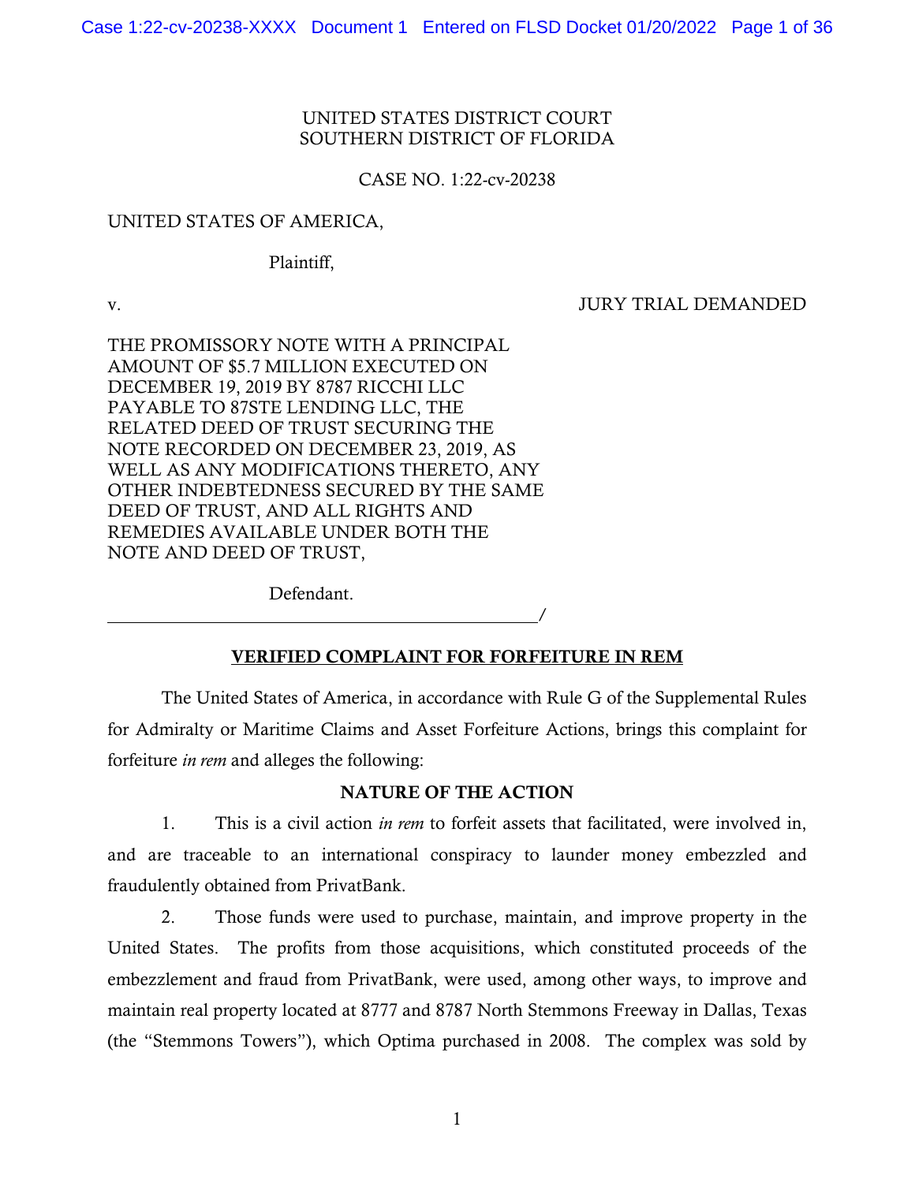UNITED STATES DISTRICT COURT
SOUTHERN DISTRICT OF FLORIDA

CASE NO. 1:22-cv-20238

UNITED STATES OF AMERICA,

Plaintiff,

v. JURY TRIAL DEMANDED

THE PROMISSORY NOTE WITH A PRINCIPAL AMOUNT OF $5.7 MILLION EXECUTED ON DECEMBER 19, 2019 BY 8787 RICCHI LLC PAYABLE TO 87STE LENDING LLC, THE RELATED DEED OF TRUST SECURING THE NOTE RECORDED ON DECEMBER 23, 2019, AS WELL AS ANY MODIFICATIONS THERETO, ANY OTHER INDEBTEDNESS SECURED BY THE SAME DEED OF TRUST, AND ALL RIGHTS AND REMEDIES AVAILABLE UNDER BOTH THE NOTE AND DEED OF TRUST,

Defendant.
_______________________________________________/

## VERIFIED COMPLAINT FOR FORFEITURE IN REM

The United States of America, in accordance with Rule G of the Supplemental Rules for Admiralty or Maritime Claims and Asset Forfeiture Actions, brings this complaint for forfeiture *in rem* and alleges the following:

### NATURE OF THE ACTION

1. This is a civil action *in rem* to forfeit assets that facilitated, were involved in, and are traceable to an international conspiracy to launder money embezzled and fraudulently obtained from PrivatBank.

2. Those funds were used to purchase, maintain, and improve property in the United States. The profits from those acquisitions, which constituted proceeds of the embezzlement and fraud from PrivatBank, were used, among other ways, to improve and maintain real property located at 8777 and 8787 North Stemmons Freeway in Dallas, Texas (the "Stemmons Towers"), which Optima purchased in 2008. The complex was sold by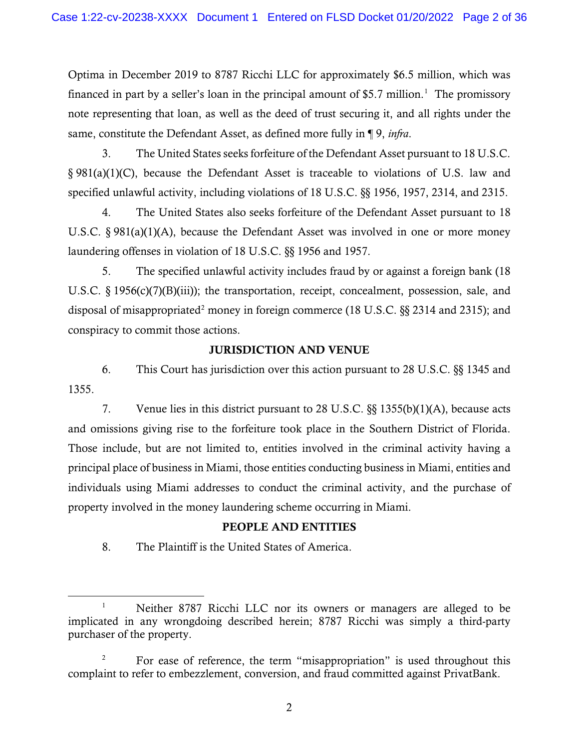Optima in December 2019 to 8787 Ricchi LLC for approximately $6.5 million, which was financed in part by a seller's loan in the principal amount of $5.7 million.[1] The promissory note representing that loan, as well as the deed of trust securing it, and all rights under the same, constitute the Defendant Asset, as defined more fully in ¶ 9, *infra*.

3. The United States seeks forfeiture of the Defendant Asset pursuant to 18 U.S.C. § 981(a)(1)(C), because the Defendant Asset is traceable to violations of U.S. law and specified unlawful activity, including violations of 18 U.S.C. §§ 1956, 1957, 2314, and 2315.

4. The United States also seeks forfeiture of the Defendant Asset pursuant to 18 U.S.C. § 981(a)(1)(A), because the Defendant Asset was involved in one or more money laundering offenses in violation of 18 U.S.C. §§ 1956 and 1957.

5. The specified unlawful activity includes fraud by or against a foreign bank (18 U.S.C. § 1956(c)(7)(B)(iii)); the transportation, receipt, concealment, possession, sale, and disposal of misappropriated[2] money in foreign commerce (18 U.S.C. §§ 2314 and 2315); and conspiracy to commit those actions.

## JURISDICTION AND VENUE

6. This Court has jurisdiction over this action pursuant to 28 U.S.C. §§ 1345 and 1355.

7. Venue lies in this district pursuant to 28 U.S.C. §§ 1355(b)(1)(A), because acts and omissions giving rise to the forfeiture took place in the Southern District of Florida. Those include, but are not limited to, entities involved in the criminal activity having a principal place of business in Miami, those entities conducting business in Miami, entities and individuals using Miami addresses to conduct the criminal activity, and the purchase of property involved in the money laundering scheme occurring in Miami.

## PEOPLE AND ENTITIES

8. The Plaintiff is the United States of America.

---

[1] Neither 8787 Ricchi LLC nor its owners or managers are alleged to be implicated in any wrongdoing described herein; 8787 Ricchi was simply a third-party purchaser of the property.

[2] For ease of reference, the term "misappropriation" is used throughout this complaint to refer to embezzlement, conversion, and fraud committed against PrivatBank.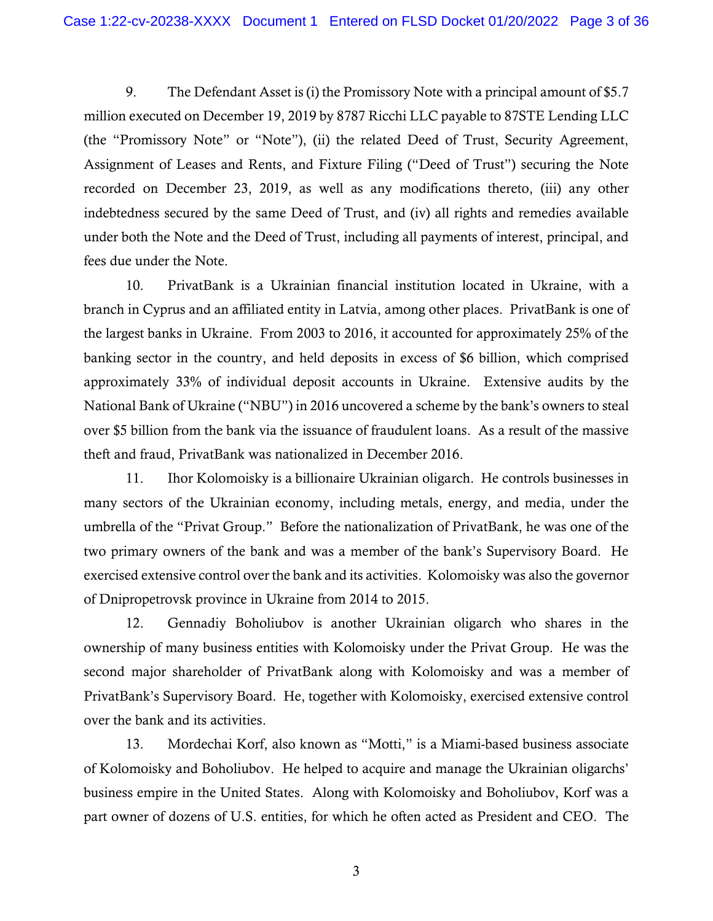9. The Defendant Asset is (i) the Promissory Note with a principal amount of $5.7 million executed on December 19, 2019 by 8787 Ricchi LLC payable to 87STE Lending LLC (the "Promissory Note" or "Note"), (ii) the related Deed of Trust, Security Agreement, Assignment of Leases and Rents, and Fixture Filing ("Deed of Trust") securing the Note recorded on December 23, 2019, as well as any modifications thereto, (iii) any other indebtedness secured by the same Deed of Trust, and (iv) all rights and remedies available under both the Note and the Deed of Trust, including all payments of interest, principal, and fees due under the Note.

10. PrivatBank is a Ukrainian financial institution located in Ukraine, with a branch in Cyprus and an affiliated entity in Latvia, among other places. PrivatBank is one of the largest banks in Ukraine. From 2003 to 2016, it accounted for approximately 25% of the banking sector in the country, and held deposits in excess of $6 billion, which comprised approximately 33% of individual deposit accounts in Ukraine. Extensive audits by the National Bank of Ukraine ("NBU") in 2016 uncovered a scheme by the bank's owners to steal over $5 billion from the bank via the issuance of fraudulent loans. As a result of the massive theft and fraud, PrivatBank was nationalized in December 2016.

11. Ihor Kolomoisky is a billionaire Ukrainian oligarch. He controls businesses in many sectors of the Ukrainian economy, including metals, energy, and media, under the umbrella of the "Privat Group." Before the nationalization of PrivatBank, he was one of the two primary owners of the bank and was a member of the bank's Supervisory Board. He exercised extensive control over the bank and its activities. Kolomoisky was also the governor of Dnipropetrovsk province in Ukraine from 2014 to 2015.

12. Gennadiy Boholiubov is another Ukrainian oligarch who shares in the ownership of many business entities with Kolomoisky under the Privat Group. He was the second major shareholder of PrivatBank along with Kolomoisky and was a member of PrivatBank's Supervisory Board. He, together with Kolomoisky, exercised extensive control over the bank and its activities.

13. Mordechai Korf, also known as "Motti," is a Miami-based business associate of Kolomoisky and Boholiubov. He helped to acquire and manage the Ukrainian oligarchs' business empire in the United States. Along with Kolomoisky and Boholiubov, Korf was a part owner of dozens of U.S. entities, for which he often acted as President and CEO. The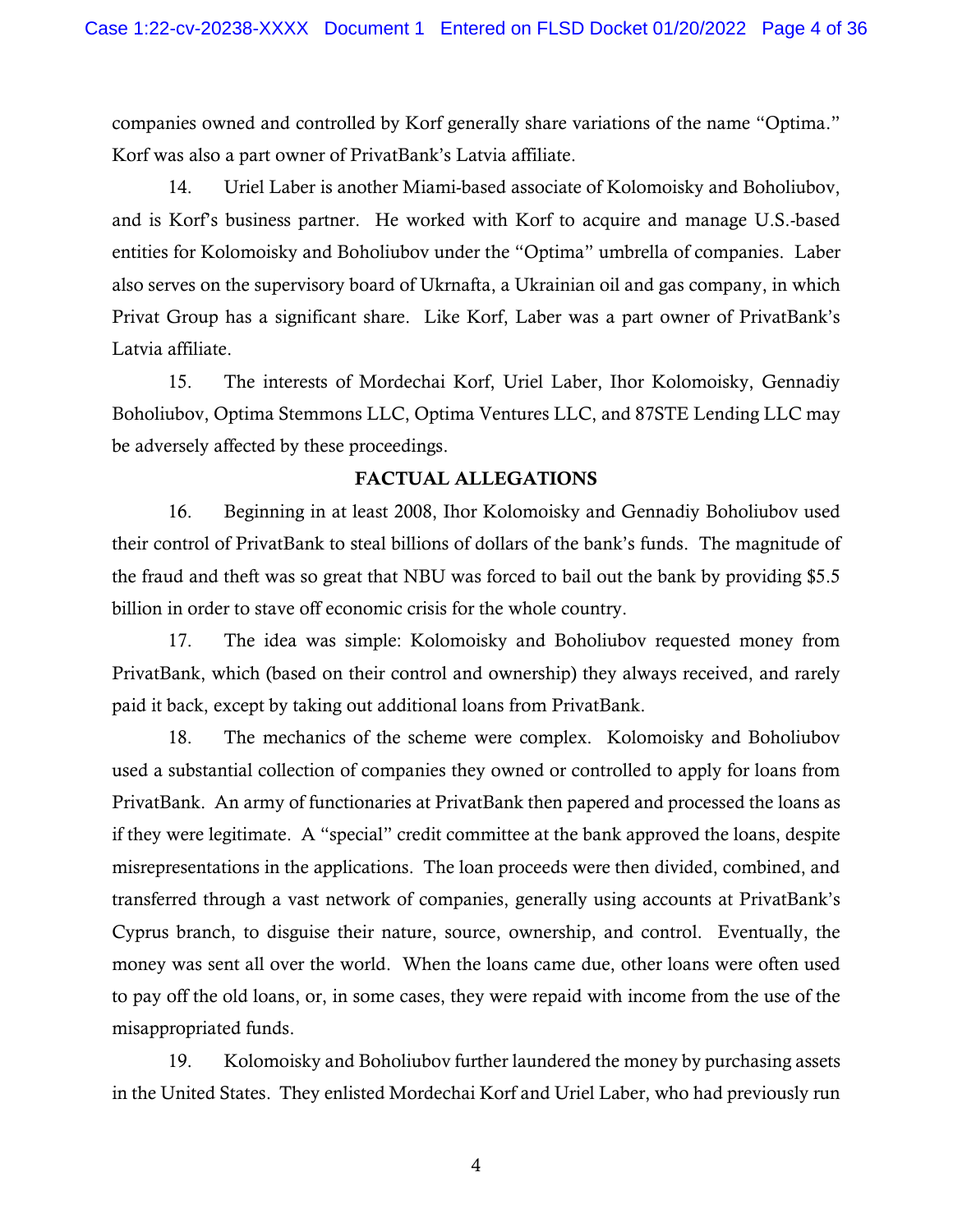companies owned and controlled by Korf generally share variations of the name "Optima." Korf was also a part owner of PrivatBank's Latvia affiliate.

14. Uriel Laber is another Miami-based associate of Kolomoisky and Boholiubov, and is Korf's business partner. He worked with Korf to acquire and manage U.S.-based entities for Kolomoisky and Boholiubov under the "Optima" umbrella of companies. Laber also serves on the supervisory board of Ukrnafta, a Ukrainian oil and gas company, in which Privat Group has a significant share. Like Korf, Laber was a part owner of PrivatBank's Latvia affiliate.

15. The interests of Mordechai Korf, Uriel Laber, Ihor Kolomoisky, Gennadiy Boholiubov, Optima Stemmons LLC, Optima Ventures LLC, and 87STE Lending LLC may be adversely affected by these proceedings.

## FACTUAL ALLEGATIONS

16. Beginning in at least 2008, Ihor Kolomoisky and Gennadiy Boholiubov used their control of PrivatBank to steal billions of dollars of the bank's funds. The magnitude of the fraud and theft was so great that NBU was forced to bail out the bank by providing $5.5 billion in order to stave off economic crisis for the whole country.

17. The idea was simple: Kolomoisky and Boholiubov requested money from PrivatBank, which (based on their control and ownership) they always received, and rarely paid it back, except by taking out additional loans from PrivatBank.

18. The mechanics of the scheme were complex. Kolomoisky and Boholiubov used a substantial collection of companies they owned or controlled to apply for loans from PrivatBank. An army of functionaries at PrivatBank then papered and processed the loans as if they were legitimate. A "special" credit committee at the bank approved the loans, despite misrepresentations in the applications. The loan proceeds were then divided, combined, and transferred through a vast network of companies, generally using accounts at PrivatBank's Cyprus branch, to disguise their nature, source, ownership, and control. Eventually, the money was sent all over the world. When the loans came due, other loans were often used to pay off the old loans, or, in some cases, they were repaid with income from the use of the misappropriated funds.

19. Kolomoisky and Boholiubov further laundered the money by purchasing assets in the United States. They enlisted Mordechai Korf and Uriel Laber, who had previously run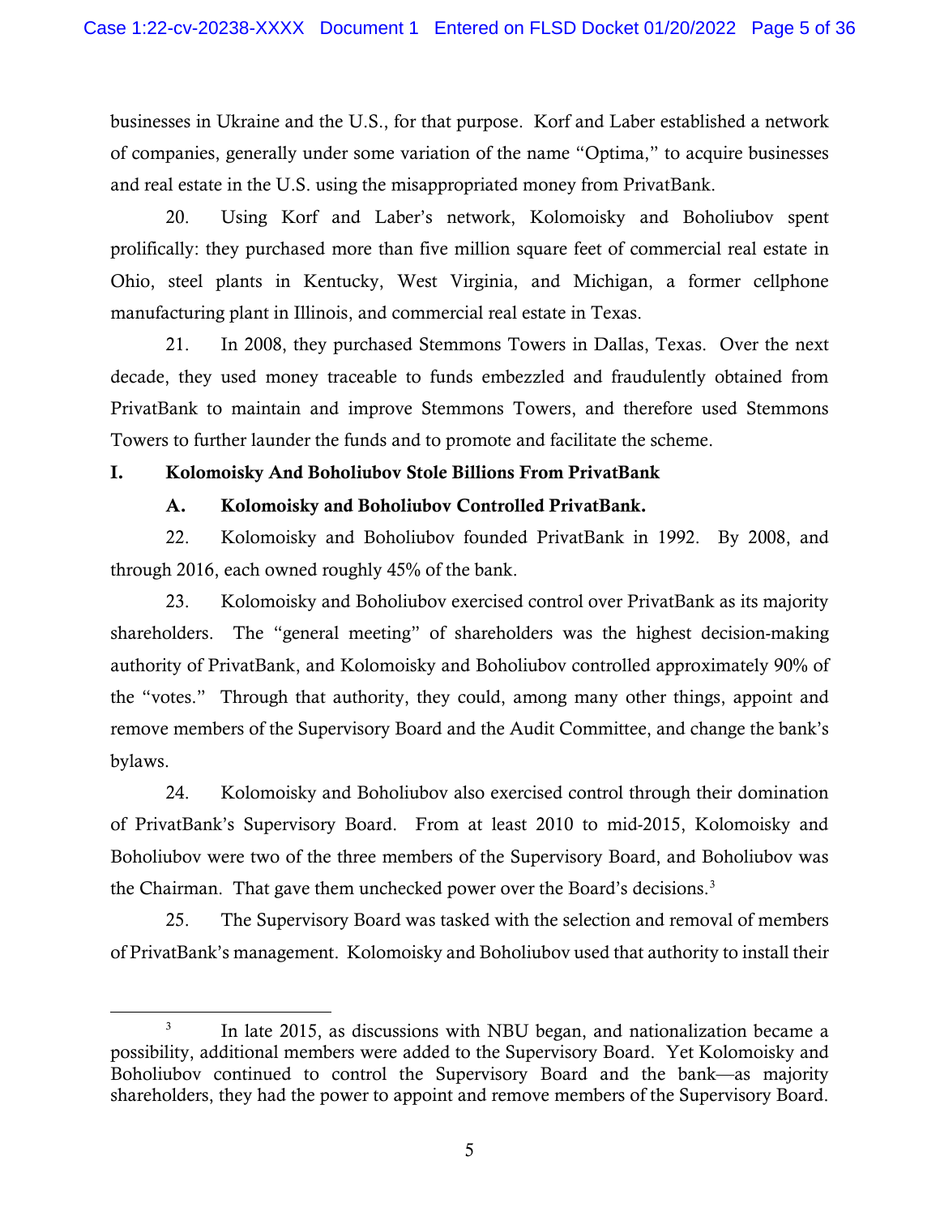businesses in Ukraine and the U.S., for that purpose. Korf and Laber established a network of companies, generally under some variation of the name "Optima," to acquire businesses and real estate in the U.S. using the misappropriated money from PrivatBank.

20. Using Korf and Laber's network, Kolomoisky and Boholiubov spent prolifically: they purchased more than five million square feet of commercial real estate in Ohio, steel plants in Kentucky, West Virginia, and Michigan, a former cellphone manufacturing plant in Illinois, and commercial real estate in Texas.

21. In 2008, they purchased Stemmons Towers in Dallas, Texas. Over the next decade, they used money traceable to funds embezzled and fraudulently obtained from PrivatBank to maintain and improve Stemmons Towers, and therefore used Stemmons Towers to further launder the funds and to promote and facilitate the scheme.

## I. Kolomoisky And Boholiubov Stole Billions From PrivatBank

### A. Kolomoisky and Boholiubov Controlled PrivatBank.

22. Kolomoisky and Boholiubov founded PrivatBank in 1992. By 2008, and through 2016, each owned roughly 45% of the bank.

23. Kolomoisky and Boholiubov exercised control over PrivatBank as its majority shareholders. The "general meeting" of shareholders was the highest decision-making authority of PrivatBank, and Kolomoisky and Boholiubov controlled approximately 90% of the "votes." Through that authority, they could, among many other things, appoint and remove members of the Supervisory Board and the Audit Committee, and change the bank's bylaws.

24. Kolomoisky and Boholiubov also exercised control through their domination of PrivatBank's Supervisory Board. From at least 2010 to mid-2015, Kolomoisky and Boholiubov were two of the three members of the Supervisory Board, and Boholiubov was the Chairman. That gave them unchecked power over the Board's decisions.[3]

25. The Supervisory Board was tasked with the selection and removal of members of PrivatBank's management. Kolomoisky and Boholiubov used that authority to install their

[3] In late 2015, as discussions with NBU began, and nationalization became a possibility, additional members were added to the Supervisory Board. Yet Kolomoisky and Boholiubov continued to control the Supervisory Board and the bank—as majority shareholders, they had the power to appoint and remove members of the Supervisory Board.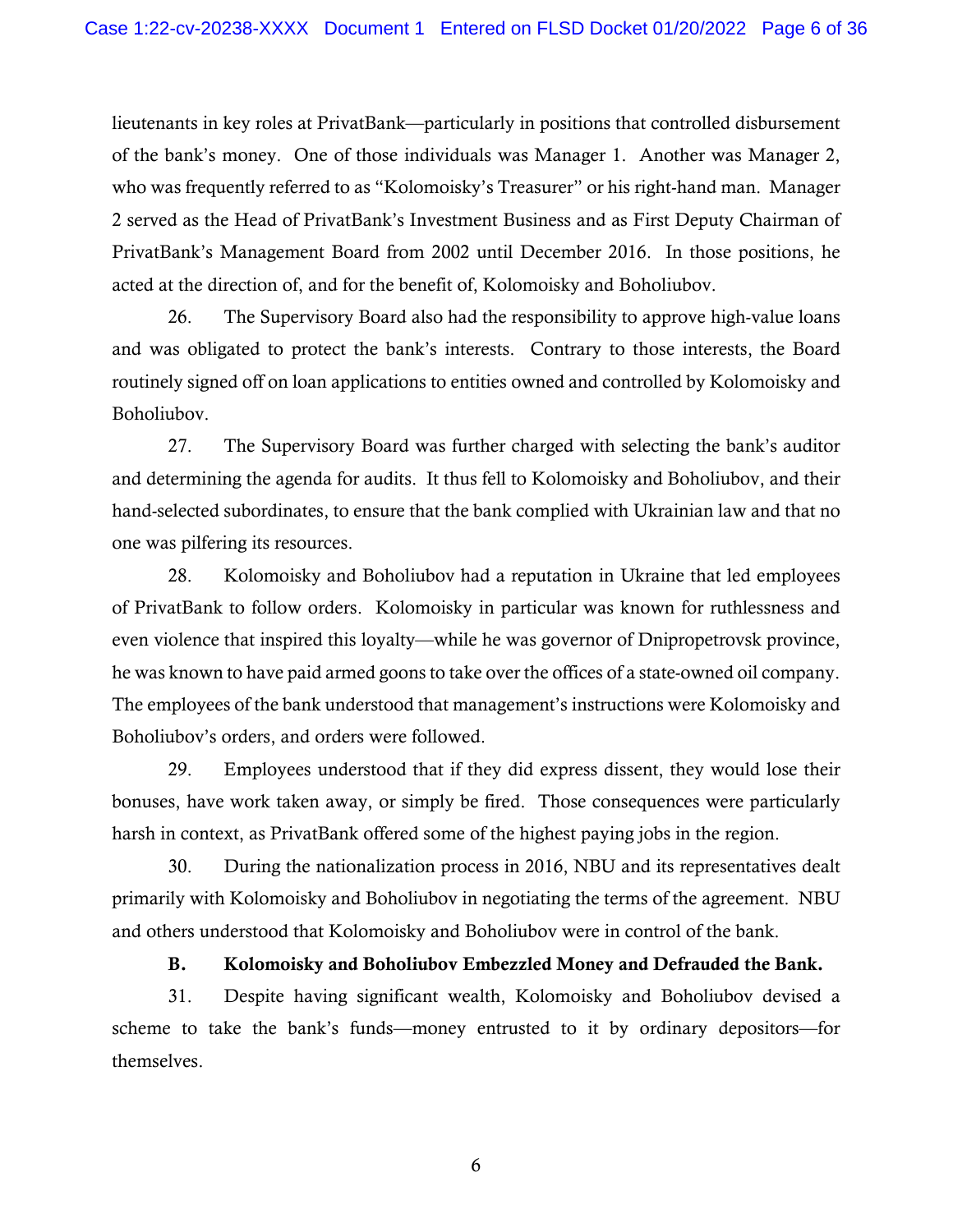lieutenants in key roles at PrivatBank—particularly in positions that controlled disbursement of the bank's money. One of those individuals was Manager 1. Another was Manager 2, who was frequently referred to as "Kolomoisky's Treasurer" or his right-hand man. Manager 2 served as the Head of PrivatBank's Investment Business and as First Deputy Chairman of PrivatBank's Management Board from 2002 until December 2016. In those positions, he acted at the direction of, and for the benefit of, Kolomoisky and Boholiubov.

26. The Supervisory Board also had the responsibility to approve high-value loans and was obligated to protect the bank's interests. Contrary to those interests, the Board routinely signed off on loan applications to entities owned and controlled by Kolomoisky and Boholiubov.

27. The Supervisory Board was further charged with selecting the bank's auditor and determining the agenda for audits. It thus fell to Kolomoisky and Boholiubov, and their hand-selected subordinates, to ensure that the bank complied with Ukrainian law and that no one was pilfering its resources.

28. Kolomoisky and Boholiubov had a reputation in Ukraine that led employees of PrivatBank to follow orders. Kolomoisky in particular was known for ruthlessness and even violence that inspired this loyalty—while he was governor of Dnipropetrovsk province, he was known to have paid armed goons to take over the offices of a state-owned oil company. The employees of the bank understood that management's instructions were Kolomoisky and Boholiubov's orders, and orders were followed.

29. Employees understood that if they did express dissent, they would lose their bonuses, have work taken away, or simply be fired. Those consequences were particularly harsh in context, as PrivatBank offered some of the highest paying jobs in the region.

30. During the nationalization process in 2016, NBU and its representatives dealt primarily with Kolomoisky and Boholiubov in negotiating the terms of the agreement. NBU and others understood that Kolomoisky and Boholiubov were in control of the bank.

### B. Kolomoisky and Boholiubov Embezzled Money and Defrauded the Bank.

31. Despite having significant wealth, Kolomoisky and Boholiubov devised a scheme to take the bank's funds—money entrusted to it by ordinary depositors—for themselves.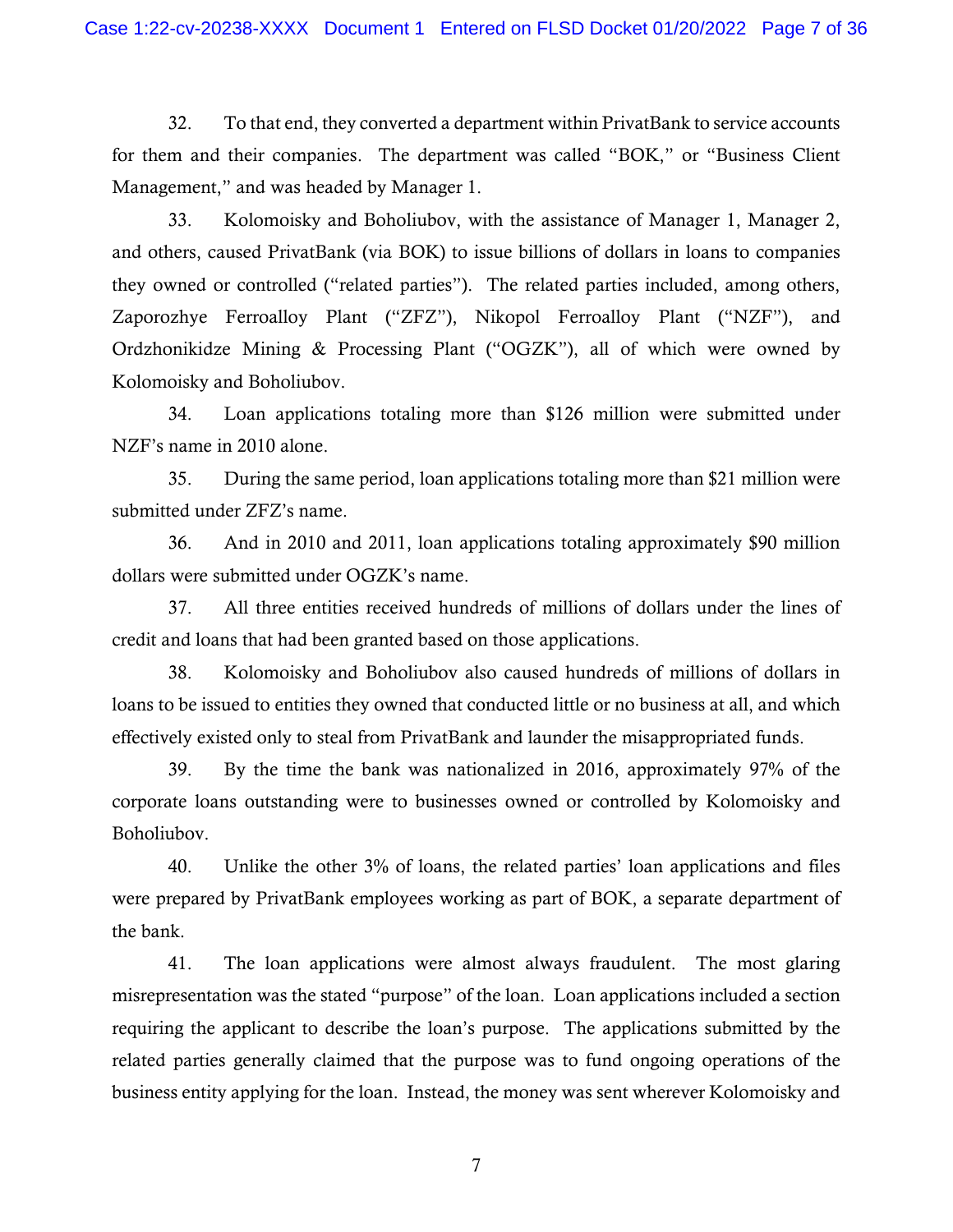32. To that end, they converted a department within PrivatBank to service accounts for them and their companies. The department was called "BOK," or "Business Client Management," and was headed by Manager 1.

33. Kolomoisky and Boholiubov, with the assistance of Manager 1, Manager 2, and others, caused PrivatBank (via BOK) to issue billions of dollars in loans to companies they owned or controlled ("related parties"). The related parties included, among others, Zaporozhye Ferroalloy Plant ("ZFZ"), Nikopol Ferroalloy Plant ("NZF"), and Ordzhonikidze Mining & Processing Plant ("OGZK"), all of which were owned by Kolomoisky and Boholiubov.

34. Loan applications totaling more than $126 million were submitted under NZF's name in 2010 alone.

35. During the same period, loan applications totaling more than $21 million were submitted under ZFZ's name.

36. And in 2010 and 2011, loan applications totaling approximately $90 million dollars were submitted under OGZK's name.

37. All three entities received hundreds of millions of dollars under the lines of credit and loans that had been granted based on those applications.

38. Kolomoisky and Boholiubov also caused hundreds of millions of dollars in loans to be issued to entities they owned that conducted little or no business at all, and which effectively existed only to steal from PrivatBank and launder the misappropriated funds.

39. By the time the bank was nationalized in 2016, approximately 97% of the corporate loans outstanding were to businesses owned or controlled by Kolomoisky and Boholiubov.

40. Unlike the other 3% of loans, the related parties' loan applications and files were prepared by PrivatBank employees working as part of BOK, a separate department of the bank.

41. The loan applications were almost always fraudulent. The most glaring misrepresentation was the stated "purpose" of the loan. Loan applications included a section requiring the applicant to describe the loan's purpose. The applications submitted by the related parties generally claimed that the purpose was to fund ongoing operations of the business entity applying for the loan. Instead, the money was sent wherever Kolomoisky and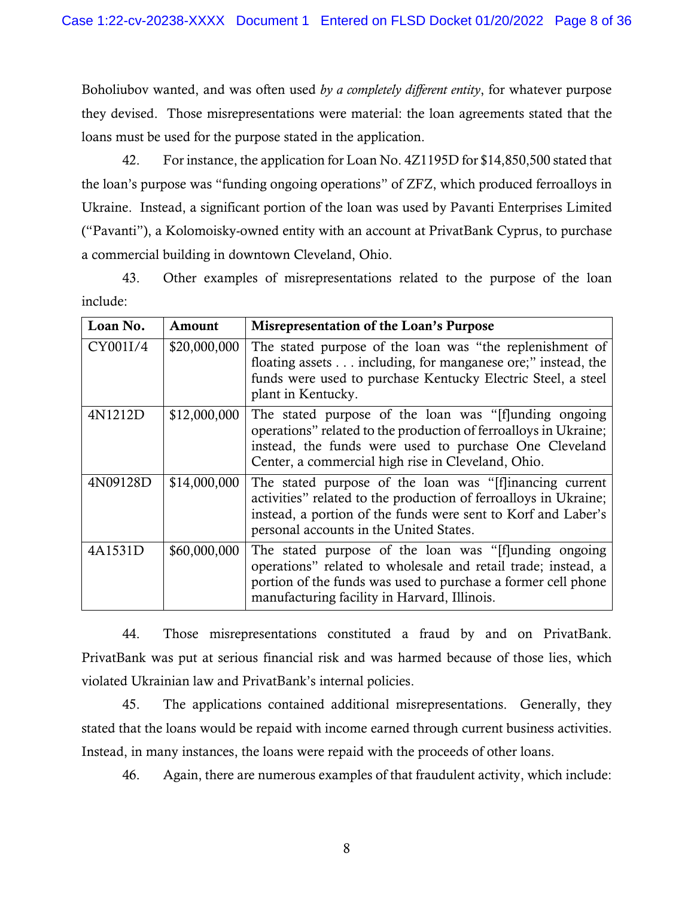Boholiubov wanted, and was often used *by a completely different entity*, for whatever purpose they devised. Those misrepresentations were material: the loan agreements stated that the loans must be used for the purpose stated in the application.

42. For instance, the application for Loan No. 4Z1195D for $14,850,500 stated that the loan's purpose was "funding ongoing operations" of ZFZ, which produced ferroalloys in Ukraine. Instead, a significant portion of the loan was used by Pavanti Enterprises Limited ("Pavanti"), a Kolomoisky-owned entity with an account at PrivatBank Cyprus, to purchase a commercial building in downtown Cleveland, Ohio.

43. Other examples of misrepresentations related to the purpose of the loan include:

| Loan No. | Amount | Misrepresentation of the Loan's Purpose |
|---|---|---|
| CY001I/4 | $20,000,000 | The stated purpose of the loan was "the replenishment of floating assets . . . including, for manganese ore;" instead, the funds were used to purchase Kentucky Electric Steel, a steel plant in Kentucky. |
| 4N1212D | $12,000,000 | The stated purpose of the loan was "[f]unding ongoing operations" related to the production of ferroalloys in Ukraine; instead, the funds were used to purchase One Cleveland Center, a commercial high rise in Cleveland, Ohio. |
| 4N09128D | $14,000,000 | The stated purpose of the loan was "[f]inancing current activities" related to the production of ferroalloys in Ukraine; instead, a portion of the funds were sent to Korf and Laber's personal accounts in the United States. |
| 4A1531D | $60,000,000 | The stated purpose of the loan was "[f]unding ongoing operations" related to wholesale and retail trade; instead, a portion of the funds was used to purchase a former cell phone manufacturing facility in Harvard, Illinois. |

44. Those misrepresentations constituted a fraud by and on PrivatBank. PrivatBank was put at serious financial risk and was harmed because of those lies, which violated Ukrainian law and PrivatBank's internal policies.

45. The applications contained additional misrepresentations. Generally, they stated that the loans would be repaid with income earned through current business activities. Instead, in many instances, the loans were repaid with the proceeds of other loans.

46. Again, there are numerous examples of that fraudulent activity, which include: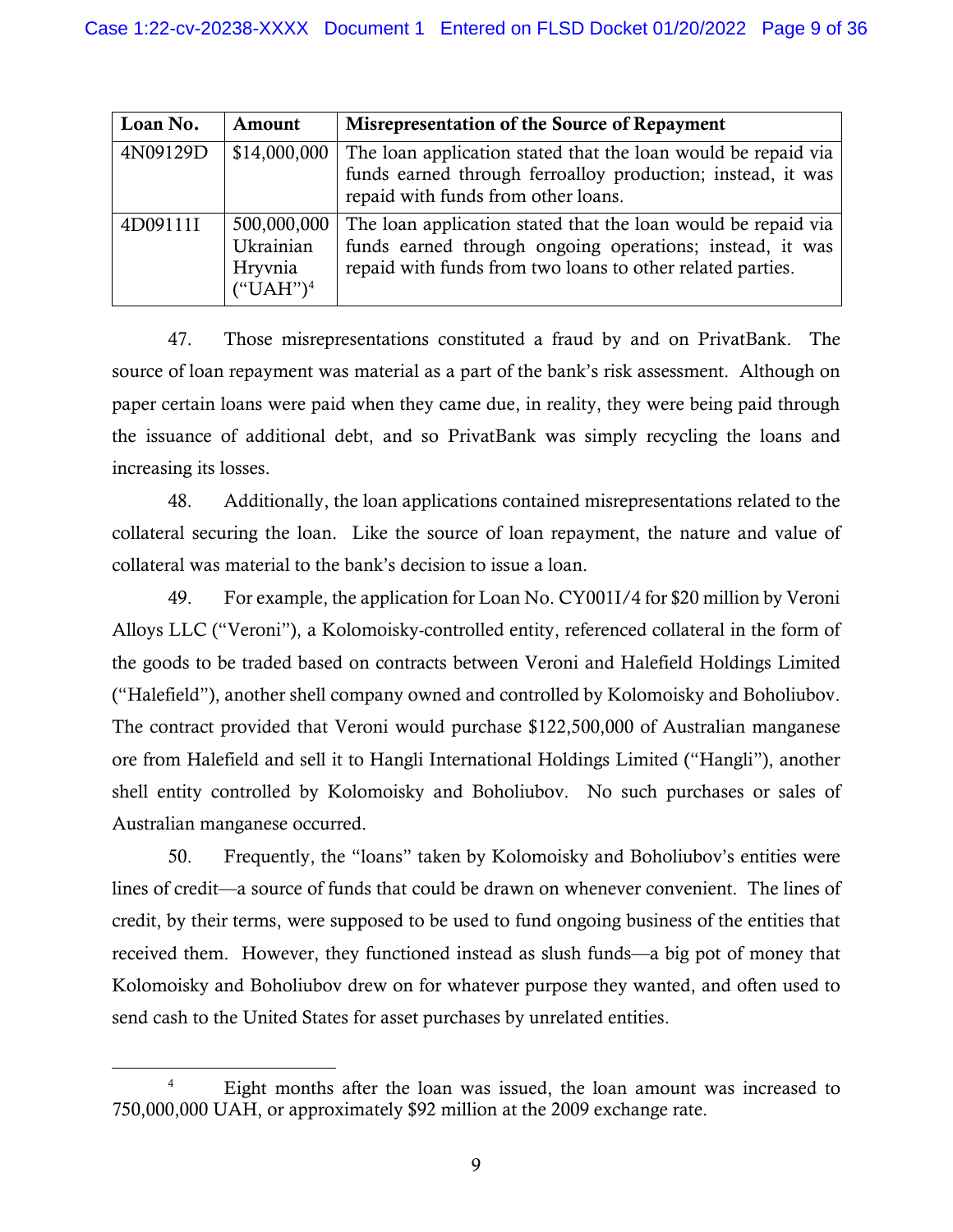| Loan No. | Amount | Misrepresentation of the Source of Repayment |
|---|---|---|
| 4N09129D | $14,000,000 | The loan application stated that the loan would be repaid via funds earned through ferroalloy production; instead, it was repaid with funds from other loans. |
| 4D09111I | 500,000,000 Ukrainian Hryvnia ("UAH")[4] | The loan application stated that the loan would be repaid via funds earned through ongoing operations; instead, it was repaid with funds from two loans to other related parties. |

47. Those misrepresentations constituted a fraud by and on PrivatBank. The source of loan repayment was material as a part of the bank's risk assessment. Although on paper certain loans were paid when they came due, in reality, they were being paid through the issuance of additional debt, and so PrivatBank was simply recycling the loans and increasing its losses.

48. Additionally, the loan applications contained misrepresentations related to the collateral securing the loan. Like the source of loan repayment, the nature and value of collateral was material to the bank's decision to issue a loan.

49. For example, the application for Loan No. CY001I/4 for $20 million by Veroni Alloys LLC ("Veroni"), a Kolomoisky-controlled entity, referenced collateral in the form of the goods to be traded based on contracts between Veroni and Halefield Holdings Limited ("Halefield"), another shell company owned and controlled by Kolomoisky and Boholiubov. The contract provided that Veroni would purchase $122,500,000 of Australian manganese ore from Halefield and sell it to Hangli International Holdings Limited ("Hangli"), another shell entity controlled by Kolomoisky and Boholiubov. No such purchases or sales of Australian manganese occurred.

50. Frequently, the "loans" taken by Kolomoisky and Boholiubov's entities were lines of credit—a source of funds that could be drawn on whenever convenient. The lines of credit, by their terms, were supposed to be used to fund ongoing business of the entities that received them. However, they functioned instead as slush funds—a big pot of money that Kolomoisky and Boholiubov drew on for whatever purpose they wanted, and often used to send cash to the United States for asset purchases by unrelated entities.

---

[4] Eight months after the loan was issued, the loan amount was increased to 750,000,000 UAH, or approximately $92 million at the 2009 exchange rate.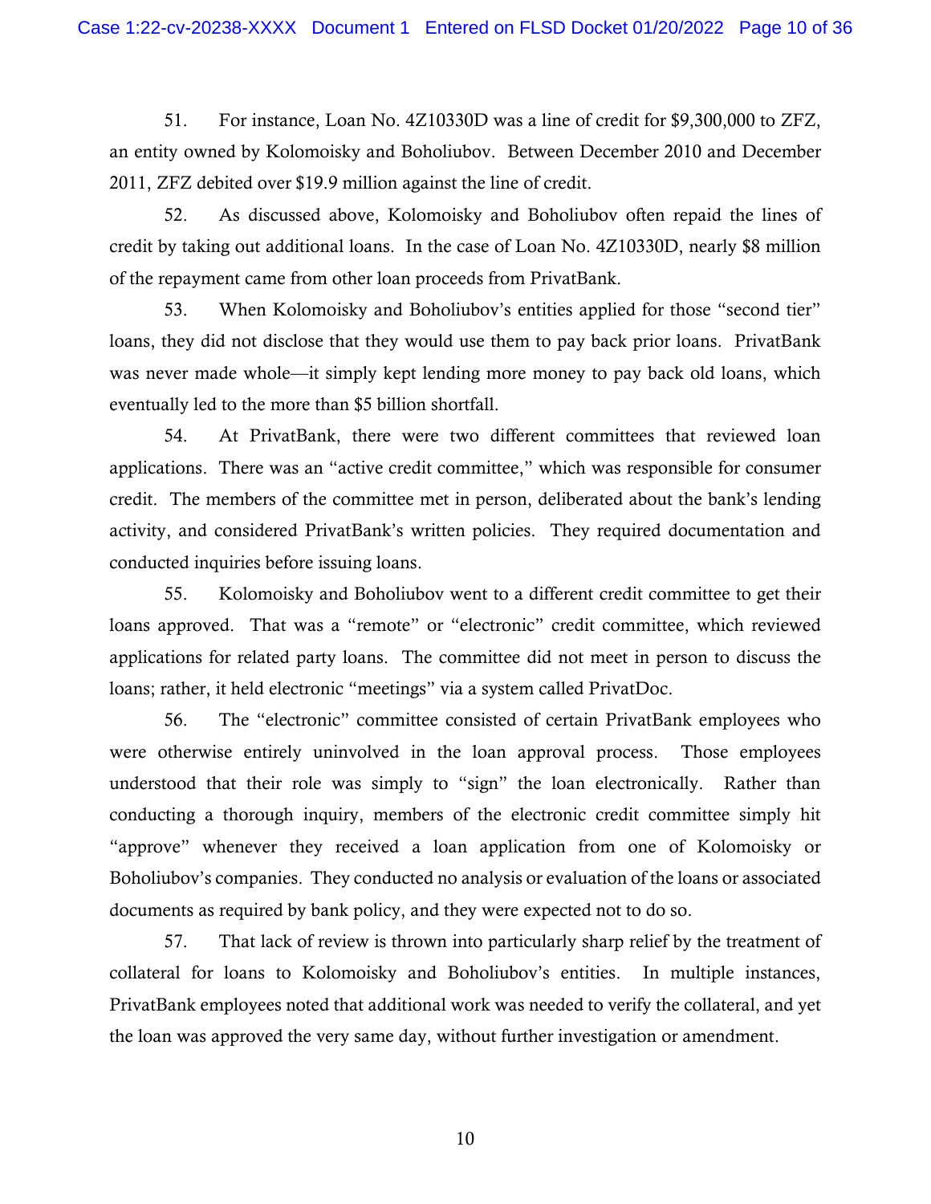51. For instance, Loan No. 4Z10330D was a line of credit for $9,300,000 to ZFZ, an entity owned by Kolomoisky and Boholiubov. Between December 2010 and December 2011, ZFZ debited over $19.9 million against the line of credit.

52. As discussed above, Kolomoisky and Boholiubov often repaid the lines of credit by taking out additional loans. In the case of Loan No. 4Z10330D, nearly $8 million of the repayment came from other loan proceeds from PrivatBank.

53. When Kolomoisky and Boholiubov's entities applied for those "second tier" loans, they did not disclose that they would use them to pay back prior loans. PrivatBank was never made whole—it simply kept lending more money to pay back old loans, which eventually led to the more than $5 billion shortfall.

54. At PrivatBank, there were two different committees that reviewed loan applications. There was an "active credit committee," which was responsible for consumer credit. The members of the committee met in person, deliberated about the bank's lending activity, and considered PrivatBank's written policies. They required documentation and conducted inquiries before issuing loans.

55. Kolomoisky and Boholiubov went to a different credit committee to get their loans approved. That was a "remote" or "electronic" credit committee, which reviewed applications for related party loans. The committee did not meet in person to discuss the loans; rather, it held electronic "meetings" via a system called PrivatDoc.

56. The "electronic" committee consisted of certain PrivatBank employees who were otherwise entirely uninvolved in the loan approval process. Those employees understood that their role was simply to "sign" the loan electronically. Rather than conducting a thorough inquiry, members of the electronic credit committee simply hit "approve" whenever they received a loan application from one of Kolomoisky or Boholiubov's companies. They conducted no analysis or evaluation of the loans or associated documents as required by bank policy, and they were expected not to do so.

57. That lack of review is thrown into particularly sharp relief by the treatment of collateral for loans to Kolomoisky and Boholiubov's entities. In multiple instances, PrivatBank employees noted that additional work was needed to verify the collateral, and yet the loan was approved the very same day, without further investigation or amendment.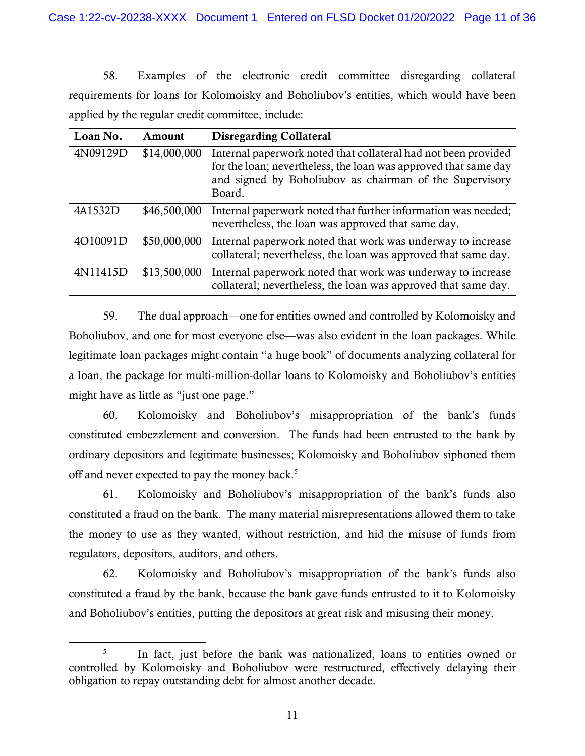58. Examples of the electronic credit committee disregarding collateral requirements for loans for Kolomoisky and Boholiubov's entities, which would have been applied by the regular credit committee, include:

| Loan No. | Amount | Disregarding Collateral |
|---|---|---|
| 4N09129D | $14,000,000 | Internal paperwork noted that collateral had not been provided for the loan; nevertheless, the loan was approved that same day and signed by Boholiubov as chairman of the Supervisory Board. |
| 4A1532D | $46,500,000 | Internal paperwork noted that further information was needed; nevertheless, the loan was approved that same day. |
| 4O10091D | $50,000,000 | Internal paperwork noted that work was underway to increase collateral; nevertheless, the loan was approved that same day. |
| 4N11415D | $13,500,000 | Internal paperwork noted that work was underway to increase collateral; nevertheless, the loan was approved that same day. |

59. The dual approach—one for entities owned and controlled by Kolomoisky and Boholiubov, and one for most everyone else—was also evident in the loan packages. While legitimate loan packages might contain "a huge book" of documents analyzing collateral for a loan, the package for multi-million-dollar loans to Kolomoisky and Boholiubov's entities might have as little as "just one page."

60. Kolomoisky and Boholiubov's misappropriation of the bank's funds constituted embezzlement and conversion. The funds had been entrusted to the bank by ordinary depositors and legitimate businesses; Kolomoisky and Boholiubov siphoned them off and never expected to pay the money back.[5]

61. Kolomoisky and Boholiubov's misappropriation of the bank's funds also constituted a fraud on the bank. The many material misrepresentations allowed them to take the money to use as they wanted, without restriction, and hid the misuse of funds from regulators, depositors, auditors, and others.

62. Kolomoisky and Boholiubov's misappropriation of the bank's funds also constituted a fraud by the bank, because the bank gave funds entrusted to it to Kolomoisky and Boholiubov's entities, putting the depositors at great risk and misusing their money.

---

[5] In fact, just before the bank was nationalized, loans to entities owned or controlled by Kolomoisky and Boholiubov were restructured, effectively delaying their obligation to repay outstanding debt for almost another decade.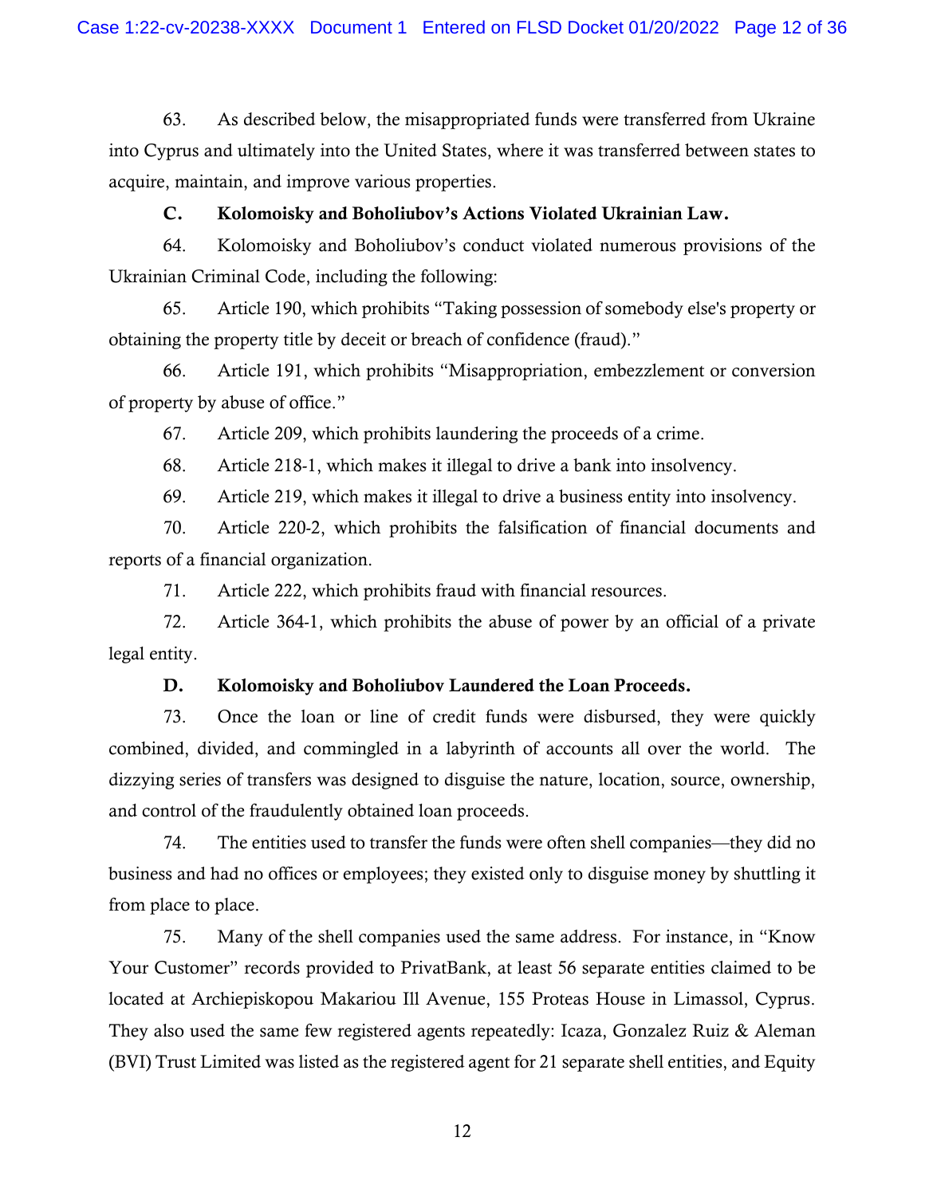63. As described below, the misappropriated funds were transferred from Ukraine into Cyprus and ultimately into the United States, where it was transferred between states to acquire, maintain, and improve various properties.

### C. Kolomoisky and Boholiubov's Actions Violated Ukrainian Law.

64. Kolomoisky and Boholiubov's conduct violated numerous provisions of the Ukrainian Criminal Code, including the following:

65. Article 190, which prohibits "Taking possession of somebody else's property or obtaining the property title by deceit or breach of confidence (fraud)."

66. Article 191, which prohibits "Misappropriation, embezzlement or conversion of property by abuse of office."

67. Article 209, which prohibits laundering the proceeds of a crime.

68. Article 218-1, which makes it illegal to drive a bank into insolvency.

69. Article 219, which makes it illegal to drive a business entity into insolvency.

70. Article 220-2, which prohibits the falsification of financial documents and reports of a financial organization.

71. Article 222, which prohibits fraud with financial resources.

72. Article 364-1, which prohibits the abuse of power by an official of a private legal entity.

### D. Kolomoisky and Boholiubov Laundered the Loan Proceeds.

73. Once the loan or line of credit funds were disbursed, they were quickly combined, divided, and commingled in a labyrinth of accounts all over the world. The dizzying series of transfers was designed to disguise the nature, location, source, ownership, and control of the fraudulently obtained loan proceeds.

74. The entities used to transfer the funds were often shell companies—they did no business and had no offices or employees; they existed only to disguise money by shuttling it from place to place.

75. Many of the shell companies used the same address. For instance, in "Know Your Customer" records provided to PrivatBank, at least 56 separate entities claimed to be located at Archiepiskopou Makariou Ill Avenue, 155 Proteas House in Limassol, Cyprus. They also used the same few registered agents repeatedly: Icaza, Gonzalez Ruiz & Aleman (BVI) Trust Limited was listed as the registered agent for 21 separate shell entities, and Equity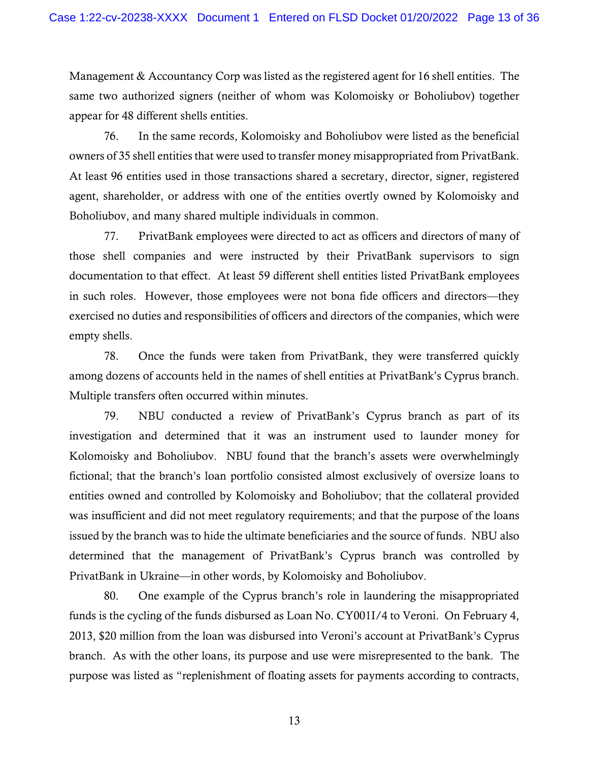Management & Accountancy Corp was listed as the registered agent for 16 shell entities. The same two authorized signers (neither of whom was Kolomoisky or Boholiubov) together appear for 48 different shells entities.

76. In the same records, Kolomoisky and Boholiubov were listed as the beneficial owners of 35 shell entities that were used to transfer money misappropriated from PrivatBank. At least 96 entities used in those transactions shared a secretary, director, signer, registered agent, shareholder, or address with one of the entities overtly owned by Kolomoisky and Boholiubov, and many shared multiple individuals in common.

77. PrivatBank employees were directed to act as officers and directors of many of those shell companies and were instructed by their PrivatBank supervisors to sign documentation to that effect. At least 59 different shell entities listed PrivatBank employees in such roles. However, those employees were not bona fide officers and directors—they exercised no duties and responsibilities of officers and directors of the companies, which were empty shells.

78. Once the funds were taken from PrivatBank, they were transferred quickly among dozens of accounts held in the names of shell entities at PrivatBank's Cyprus branch. Multiple transfers often occurred within minutes.

79. NBU conducted a review of PrivatBank's Cyprus branch as part of its investigation and determined that it was an instrument used to launder money for Kolomoisky and Boholiubov. NBU found that the branch's assets were overwhelmingly fictional; that the branch's loan portfolio consisted almost exclusively of oversize loans to entities owned and controlled by Kolomoisky and Boholiubov; that the collateral provided was insufficient and did not meet regulatory requirements; and that the purpose of the loans issued by the branch was to hide the ultimate beneficiaries and the source of funds. NBU also determined that the management of PrivatBank's Cyprus branch was controlled by PrivatBank in Ukraine—in other words, by Kolomoisky and Boholiubov.

80. One example of the Cyprus branch's role in laundering the misappropriated funds is the cycling of the funds disbursed as Loan No. CY001I/4 to Veroni. On February 4, 2013, $20 million from the loan was disbursed into Veroni's account at PrivatBank's Cyprus branch. As with the other loans, its purpose and use were misrepresented to the bank. The purpose was listed as "replenishment of floating assets for payments according to contracts,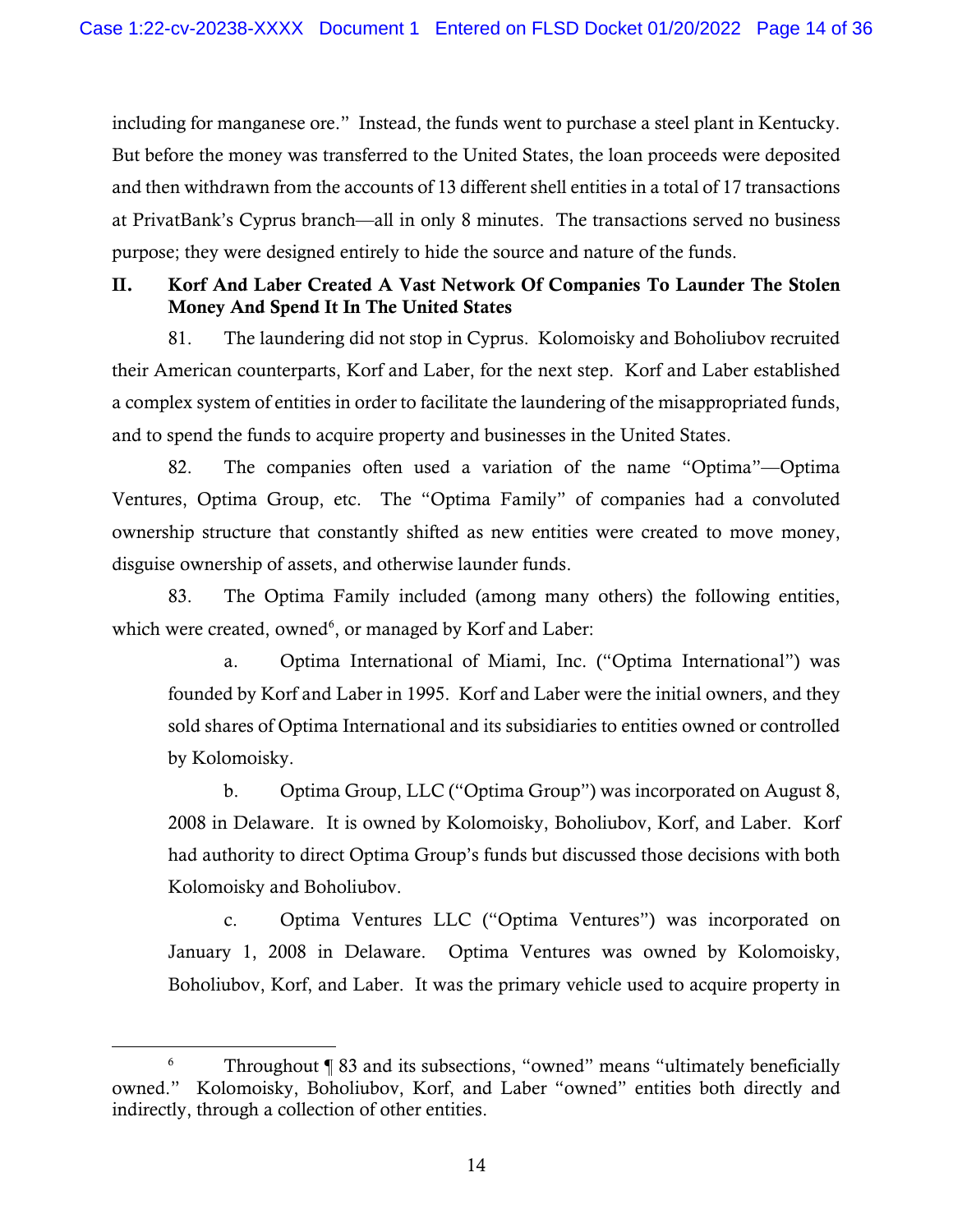including for manganese ore." Instead, the funds went to purchase a steel plant in Kentucky. But before the money was transferred to the United States, the loan proceeds were deposited and then withdrawn from the accounts of 13 different shell entities in a total of 17 transactions at PrivatBank's Cyprus branch—all in only 8 minutes. The transactions served no business purpose; they were designed entirely to hide the source and nature of the funds.

## II. Korf And Laber Created A Vast Network Of Companies To Launder The Stolen Money And Spend It In The United States

81. The laundering did not stop in Cyprus. Kolomoisky and Boholiubov recruited their American counterparts, Korf and Laber, for the next step. Korf and Laber established a complex system of entities in order to facilitate the laundering of the misappropriated funds, and to spend the funds to acquire property and businesses in the United States.

82. The companies often used a variation of the name "Optima"—Optima Ventures, Optima Group, etc. The "Optima Family" of companies had a convoluted ownership structure that constantly shifted as new entities were created to move money, disguise ownership of assets, and otherwise launder funds.

83. The Optima Family included (among many others) the following entities, which were created, owned[6], or managed by Korf and Laber:

a. Optima International of Miami, Inc. ("Optima International") was founded by Korf and Laber in 1995. Korf and Laber were the initial owners, and they sold shares of Optima International and its subsidiaries to entities owned or controlled by Kolomoisky.

b. Optima Group, LLC ("Optima Group") was incorporated on August 8, 2008 in Delaware. It is owned by Kolomoisky, Boholiubov, Korf, and Laber. Korf had authority to direct Optima Group's funds but discussed those decisions with both Kolomoisky and Boholiubov.

c. Optima Ventures LLC ("Optima Ventures") was incorporated on January 1, 2008 in Delaware. Optima Ventures was owned by Kolomoisky, Boholiubov, Korf, and Laber. It was the primary vehicle used to acquire property in

---

[6] Throughout ¶ 83 and its subsections, "owned" means "ultimately beneficially owned." Kolomoisky, Boholiubov, Korf, and Laber "owned" entities both directly and indirectly, through a collection of other entities.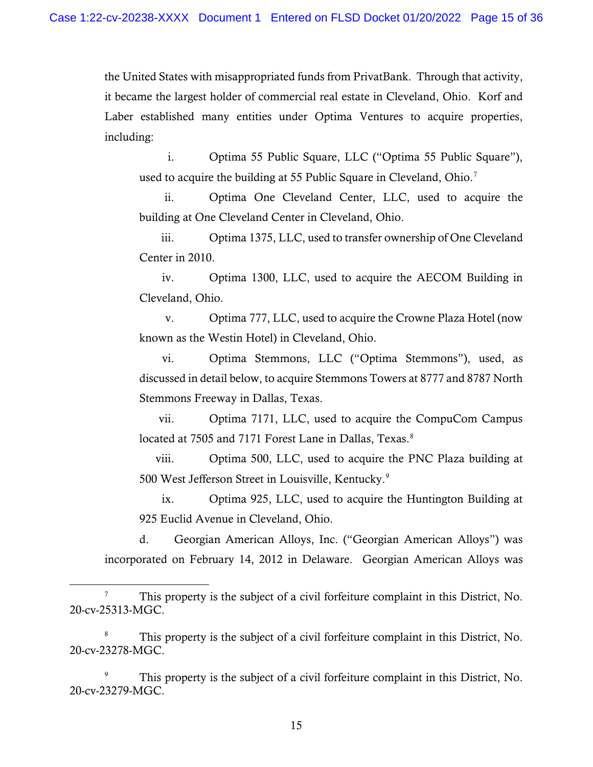the United States with misappropriated funds from PrivatBank. Through that activity, it became the largest holder of commercial real estate in Cleveland, Ohio. Korf and Laber established many entities under Optima Ventures to acquire properties, including:

i. Optima 55 Public Square, LLC ("Optima 55 Public Square"), used to acquire the building at 55 Public Square in Cleveland, Ohio.[7]

ii. Optima One Cleveland Center, LLC, used to acquire the building at One Cleveland Center in Cleveland, Ohio.

iii. Optima 1375, LLC, used to transfer ownership of One Cleveland Center in 2010.

iv. Optima 1300, LLC, used to acquire the AECOM Building in Cleveland, Ohio.

v. Optima 777, LLC, used to acquire the Crowne Plaza Hotel (now known as the Westin Hotel) in Cleveland, Ohio.

vi. Optima Stemmons, LLC ("Optima Stemmons"), used, as discussed in detail below, to acquire Stemmons Towers at 8777 and 8787 North Stemmons Freeway in Dallas, Texas.

vii. Optima 7171, LLC, used to acquire the CompuCom Campus located at 7505 and 7171 Forest Lane in Dallas, Texas.[8]

viii. Optima 500, LLC, used to acquire the PNC Plaza building at 500 West Jefferson Street in Louisville, Kentucky.[9]

ix. Optima 925, LLC, used to acquire the Huntington Building at 925 Euclid Avenue in Cleveland, Ohio.

d. Georgian American Alloys, Inc. ("Georgian American Alloys") was incorporated on February 14, 2012 in Delaware. Georgian American Alloys was

---

[7] This property is the subject of a civil forfeiture complaint in this District, No. 20-cv-25313-MGC.

[8] This property is the subject of a civil forfeiture complaint in this District, No. 20-cv-23278-MGC.

[9] This property is the subject of a civil forfeiture complaint in this District, No. 20-cv-23279-MGC.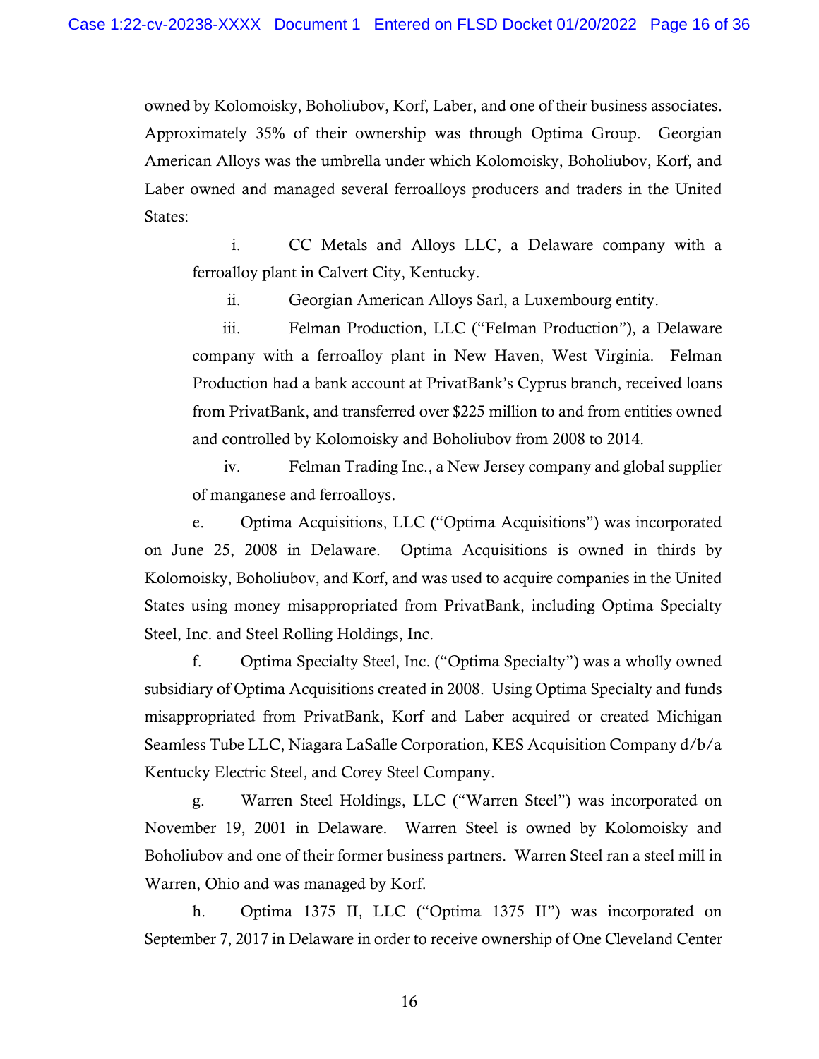owned by Kolomoisky, Boholiubov, Korf, Laber, and one of their business associates. Approximately 35% of their ownership was through Optima Group. Georgian American Alloys was the umbrella under which Kolomoisky, Boholiubov, Korf, and Laber owned and managed several ferroalloys producers and traders in the United States:

i. CC Metals and Alloys LLC, a Delaware company with a ferroalloy plant in Calvert City, Kentucky.

ii. Georgian American Alloys Sarl, a Luxembourg entity.

iii. Felman Production, LLC ("Felman Production"), a Delaware company with a ferroalloy plant in New Haven, West Virginia. Felman Production had a bank account at PrivatBank's Cyprus branch, received loans from PrivatBank, and transferred over $225 million to and from entities owned and controlled by Kolomoisky and Boholiubov from 2008 to 2014.

iv. Felman Trading Inc., a New Jersey company and global supplier of manganese and ferroalloys.

e. Optima Acquisitions, LLC ("Optima Acquisitions") was incorporated on June 25, 2008 in Delaware. Optima Acquisitions is owned in thirds by Kolomoisky, Boholiubov, and Korf, and was used to acquire companies in the United States using money misappropriated from PrivatBank, including Optima Specialty Steel, Inc. and Steel Rolling Holdings, Inc.

f. Optima Specialty Steel, Inc. ("Optima Specialty") was a wholly owned subsidiary of Optima Acquisitions created in 2008. Using Optima Specialty and funds misappropriated from PrivatBank, Korf and Laber acquired or created Michigan Seamless Tube LLC, Niagara LaSalle Corporation, KES Acquisition Company d/b/a Kentucky Electric Steel, and Corey Steel Company.

g. Warren Steel Holdings, LLC ("Warren Steel") was incorporated on November 19, 2001 in Delaware. Warren Steel is owned by Kolomoisky and Boholiubov and one of their former business partners. Warren Steel ran a steel mill in Warren, Ohio and was managed by Korf.

h. Optima 1375 II, LLC ("Optima 1375 II") was incorporated on September 7, 2017 in Delaware in order to receive ownership of One Cleveland Center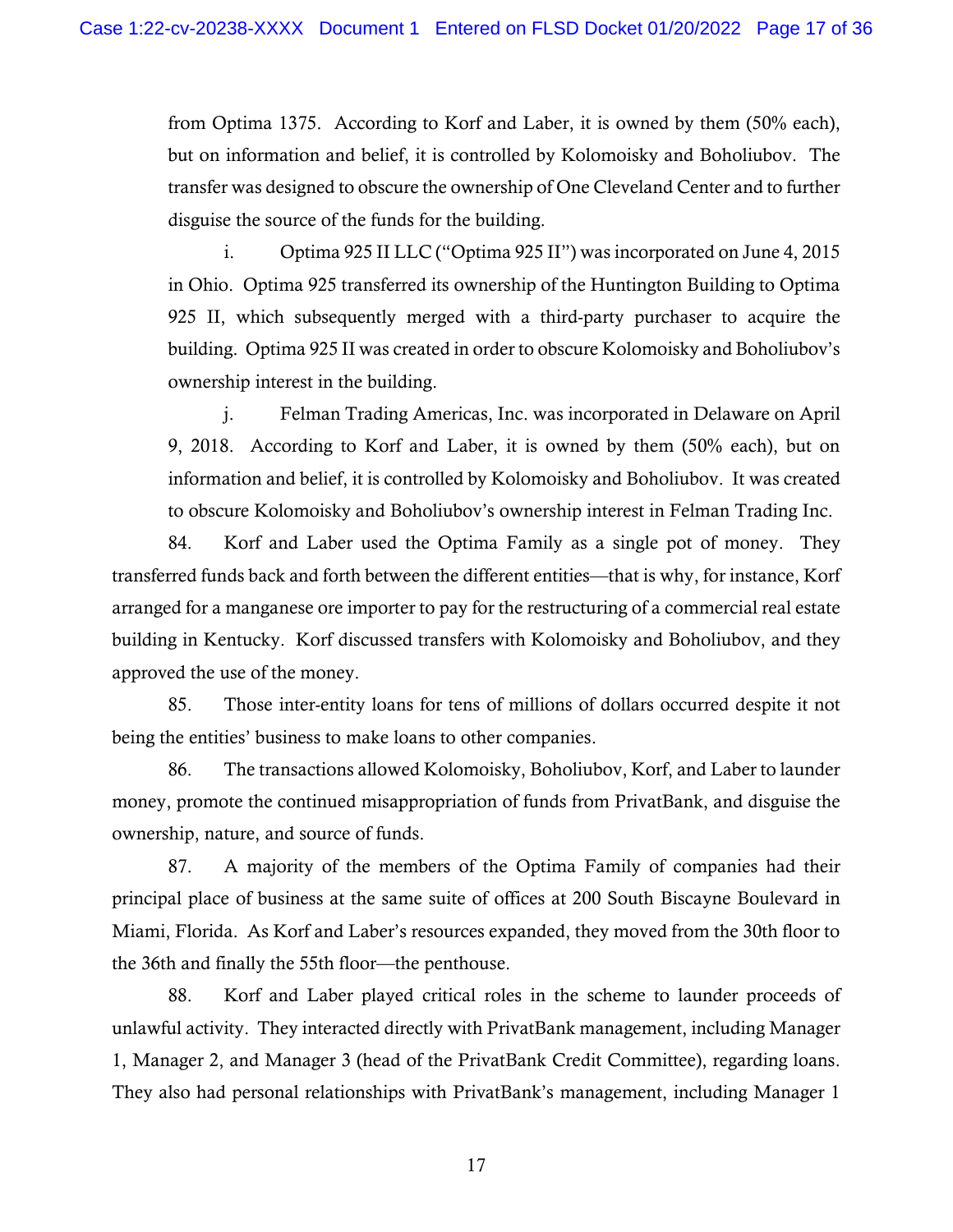from Optima 1375. According to Korf and Laber, it is owned by them (50% each), but on information and belief, it is controlled by Kolomoisky and Boholiubov. The transfer was designed to obscure the ownership of One Cleveland Center and to further disguise the source of the funds for the building.

i. Optima 925 II LLC ("Optima 925 II") was incorporated on June 4, 2015 in Ohio. Optima 925 transferred its ownership of the Huntington Building to Optima 925 II, which subsequently merged with a third-party purchaser to acquire the building. Optima 925 II was created in order to obscure Kolomoisky and Boholiubov's ownership interest in the building.

j. Felman Trading Americas, Inc. was incorporated in Delaware on April 9, 2018. According to Korf and Laber, it is owned by them (50% each), but on information and belief, it is controlled by Kolomoisky and Boholiubov. It was created to obscure Kolomoisky and Boholiubov's ownership interest in Felman Trading Inc.

84. Korf and Laber used the Optima Family as a single pot of money. They transferred funds back and forth between the different entities—that is why, for instance, Korf arranged for a manganese ore importer to pay for the restructuring of a commercial real estate building in Kentucky. Korf discussed transfers with Kolomoisky and Boholiubov, and they approved the use of the money.

85. Those inter-entity loans for tens of millions of dollars occurred despite it not being the entities' business to make loans to other companies.

86. The transactions allowed Kolomoisky, Boholiubov, Korf, and Laber to launder money, promote the continued misappropriation of funds from PrivatBank, and disguise the ownership, nature, and source of funds.

87. A majority of the members of the Optima Family of companies had their principal place of business at the same suite of offices at 200 South Biscayne Boulevard in Miami, Florida. As Korf and Laber's resources expanded, they moved from the 30th floor to the 36th and finally the 55th floor—the penthouse.

88. Korf and Laber played critical roles in the scheme to launder proceeds of unlawful activity. They interacted directly with PrivatBank management, including Manager 1, Manager 2, and Manager 3 (head of the PrivatBank Credit Committee), regarding loans. They also had personal relationships with PrivatBank's management, including Manager 1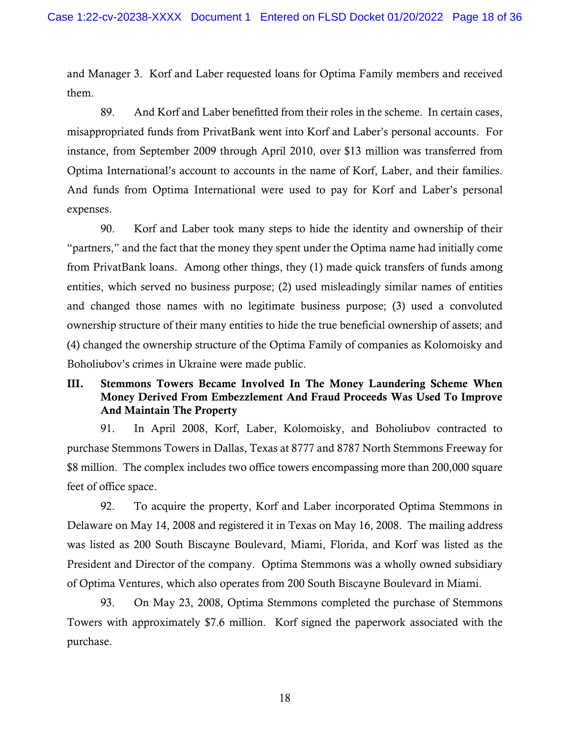and Manager 3. Korf and Laber requested loans for Optima Family members and received them.

89. And Korf and Laber benefitted from their roles in the scheme. In certain cases, misappropriated funds from PrivatBank went into Korf and Laber's personal accounts. For instance, from September 2009 through April 2010, over $13 million was transferred from Optima International's account to accounts in the name of Korf, Laber, and their families. And funds from Optima International were used to pay for Korf and Laber's personal expenses.

90. Korf and Laber took many steps to hide the identity and ownership of their "partners," and the fact that the money they spent under the Optima name had initially come from PrivatBank loans. Among other things, they (1) made quick transfers of funds among entities, which served no business purpose; (2) used misleadingly similar names of entities and changed those names with no legitimate business purpose; (3) used a convoluted ownership structure of their many entities to hide the true beneficial ownership of assets; and (4) changed the ownership structure of the Optima Family of companies as Kolomoisky and Boholiubov's crimes in Ukraine were made public.

### III. Stemmons Towers Became Involved In The Money Laundering Scheme When Money Derived From Embezzlement And Fraud Proceeds Was Used To Improve And Maintain The Property

91. In April 2008, Korf, Laber, Kolomoisky, and Boholiubov contracted to purchase Stemmons Towers in Dallas, Texas at 8777 and 8787 North Stemmons Freeway for $8 million. The complex includes two office towers encompassing more than 200,000 square feet of office space.

92. To acquire the property, Korf and Laber incorporated Optima Stemmons in Delaware on May 14, 2008 and registered it in Texas on May 16, 2008. The mailing address was listed as 200 South Biscayne Boulevard, Miami, Florida, and Korf was listed as the President and Director of the company. Optima Stemmons was a wholly owned subsidiary of Optima Ventures, which also operates from 200 South Biscayne Boulevard in Miami.

93. On May 23, 2008, Optima Stemmons completed the purchase of Stemmons Towers with approximately $7.6 million. Korf signed the paperwork associated with the purchase.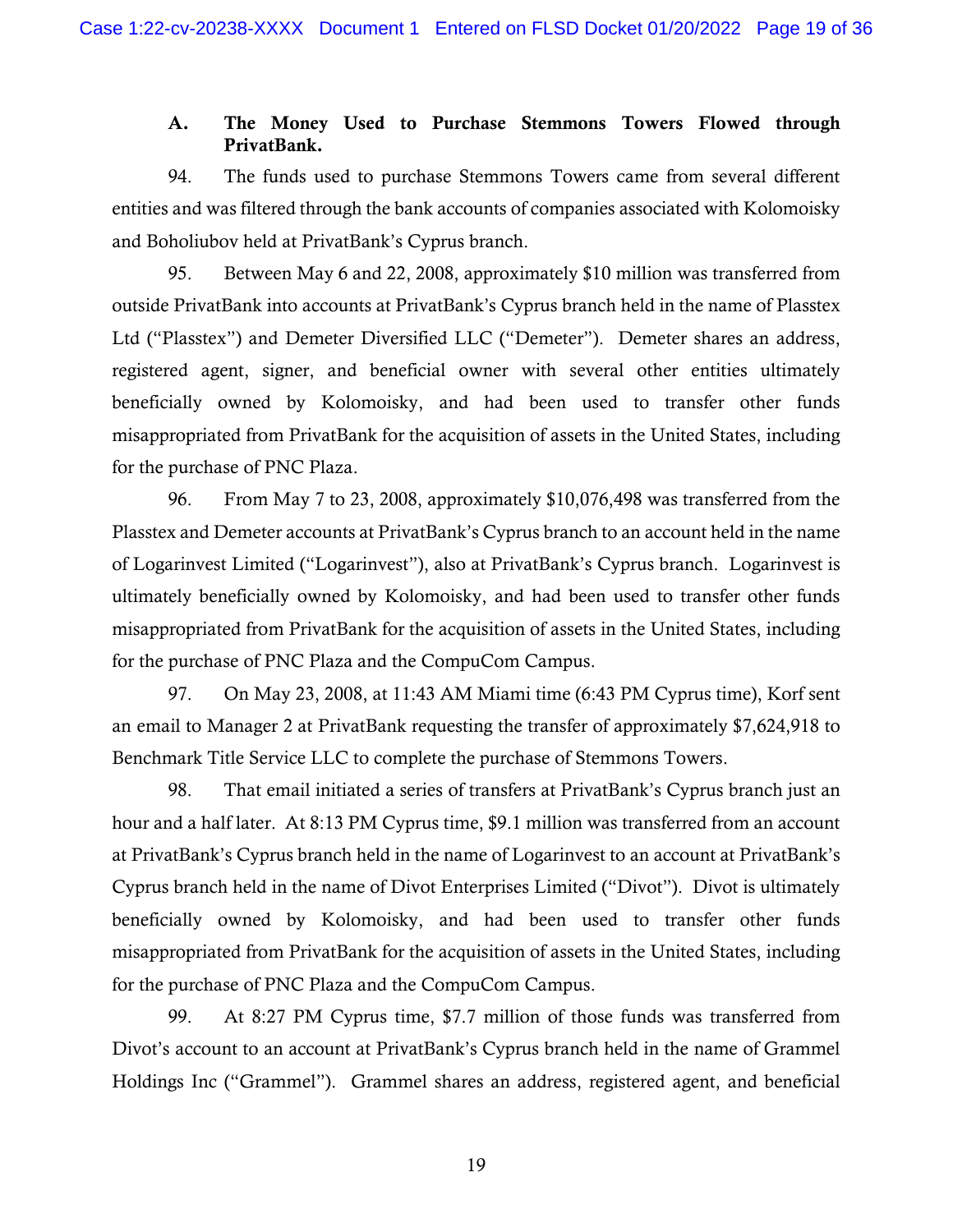### A. The Money Used to Purchase Stemmons Towers Flowed through PrivatBank.

94. The funds used to purchase Stemmons Towers came from several different entities and was filtered through the bank accounts of companies associated with Kolomoisky and Boholiubov held at PrivatBank's Cyprus branch.

95. Between May 6 and 22, 2008, approximately $10 million was transferred from outside PrivatBank into accounts at PrivatBank's Cyprus branch held in the name of Plasstex Ltd ("Plasstex") and Demeter Diversified LLC ("Demeter"). Demeter shares an address, registered agent, signer, and beneficial owner with several other entities ultimately beneficially owned by Kolomoisky, and had been used to transfer other funds misappropriated from PrivatBank for the acquisition of assets in the United States, including for the purchase of PNC Plaza.

96. From May 7 to 23, 2008, approximately $10,076,498 was transferred from the Plasstex and Demeter accounts at PrivatBank's Cyprus branch to an account held in the name of Logarinvest Limited ("Logarinvest"), also at PrivatBank's Cyprus branch. Logarinvest is ultimately beneficially owned by Kolomoisky, and had been used to transfer other funds misappropriated from PrivatBank for the acquisition of assets in the United States, including for the purchase of PNC Plaza and the CompuCom Campus.

97. On May 23, 2008, at 11:43 AM Miami time (6:43 PM Cyprus time), Korf sent an email to Manager 2 at PrivatBank requesting the transfer of approximately $7,624,918 to Benchmark Title Service LLC to complete the purchase of Stemmons Towers.

98. That email initiated a series of transfers at PrivatBank's Cyprus branch just an hour and a half later. At 8:13 PM Cyprus time, $9.1 million was transferred from an account at PrivatBank's Cyprus branch held in the name of Logarinvest to an account at PrivatBank's Cyprus branch held in the name of Divot Enterprises Limited ("Divot"). Divot is ultimately beneficially owned by Kolomoisky, and had been used to transfer other funds misappropriated from PrivatBank for the acquisition of assets in the United States, including for the purchase of PNC Plaza and the CompuCom Campus.

99. At 8:27 PM Cyprus time, $7.7 million of those funds was transferred from Divot's account to an account at PrivatBank's Cyprus branch held in the name of Grammel Holdings Inc ("Grammel"). Grammel shares an address, registered agent, and beneficial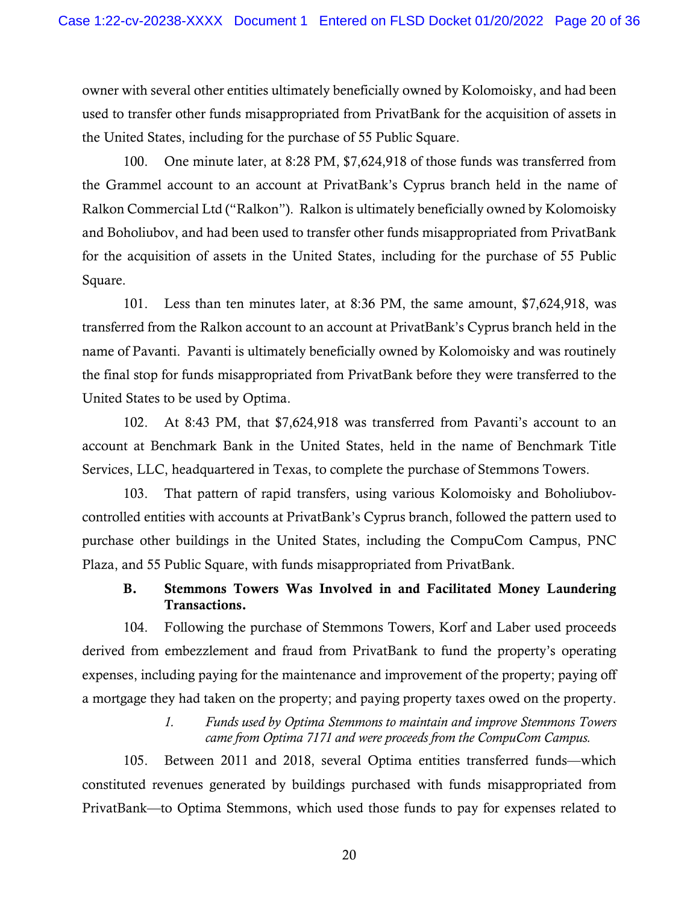owner with several other entities ultimately beneficially owned by Kolomoisky, and had been used to transfer other funds misappropriated from PrivatBank for the acquisition of assets in the United States, including for the purchase of 55 Public Square.

100. One minute later, at 8:28 PM, $7,624,918 of those funds was transferred from the Grammel account to an account at PrivatBank's Cyprus branch held in the name of Ralkon Commercial Ltd ("Ralkon"). Ralkon is ultimately beneficially owned by Kolomoisky and Boholiubov, and had been used to transfer other funds misappropriated from PrivatBank for the acquisition of assets in the United States, including for the purchase of 55 Public Square.

101. Less than ten minutes later, at 8:36 PM, the same amount, $7,624,918, was transferred from the Ralkon account to an account at PrivatBank's Cyprus branch held in the name of Pavanti. Pavanti is ultimately beneficially owned by Kolomoisky and was routinely the final stop for funds misappropriated from PrivatBank before they were transferred to the United States to be used by Optima.

102. At 8:43 PM, that $7,624,918 was transferred from Pavanti's account to an account at Benchmark Bank in the United States, held in the name of Benchmark Title Services, LLC, headquartered in Texas, to complete the purchase of Stemmons Towers.

103. That pattern of rapid transfers, using various Kolomoisky and Boholiubov-controlled entities with accounts at PrivatBank's Cyprus branch, followed the pattern used to purchase other buildings in the United States, including the CompuCom Campus, PNC Plaza, and 55 Public Square, with funds misappropriated from PrivatBank.

### B. Stemmons Towers Was Involved in and Facilitated Money Laundering Transactions.

104. Following the purchase of Stemmons Towers, Korf and Laber used proceeds derived from embezzlement and fraud from PrivatBank to fund the property's operating expenses, including paying for the maintenance and improvement of the property; paying off a mortgage they had taken on the property; and paying property taxes owed on the property.

#### *1. Funds used by Optima Stemmons to maintain and improve Stemmons Towers came from Optima 7171 and were proceeds from the CompuCom Campus.*

105. Between 2011 and 2018, several Optima entities transferred funds—which constituted revenues generated by buildings purchased with funds misappropriated from PrivatBank—to Optima Stemmons, which used those funds to pay for expenses related to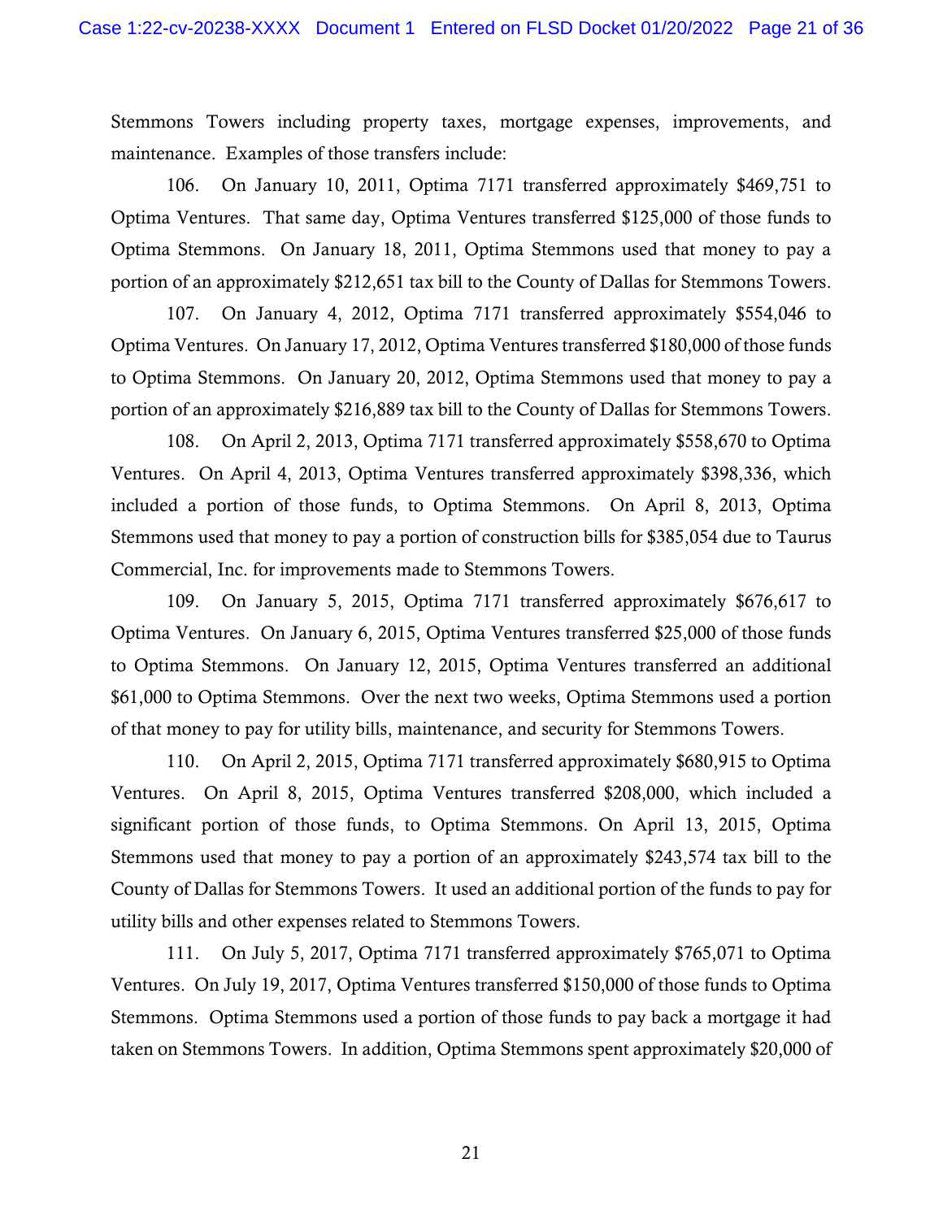Stemmons Towers including property taxes, mortgage expenses, improvements, and maintenance. Examples of those transfers include:

106. On January 10, 2011, Optima 7171 transferred approximately $469,751 to Optima Ventures. That same day, Optima Ventures transferred $125,000 of those funds to Optima Stemmons. On January 18, 2011, Optima Stemmons used that money to pay a portion of an approximately $212,651 tax bill to the County of Dallas for Stemmons Towers.

107. On January 4, 2012, Optima 7171 transferred approximately $554,046 to Optima Ventures. On January 17, 2012, Optima Ventures transferred $180,000 of those funds to Optima Stemmons. On January 20, 2012, Optima Stemmons used that money to pay a portion of an approximately $216,889 tax bill to the County of Dallas for Stemmons Towers.

108. On April 2, 2013, Optima 7171 transferred approximately $558,670 to Optima Ventures. On April 4, 2013, Optima Ventures transferred approximately $398,336, which included a portion of those funds, to Optima Stemmons. On April 8, 2013, Optima Stemmons used that money to pay a portion of construction bills for $385,054 due to Taurus Commercial, Inc. for improvements made to Stemmons Towers.

109. On January 5, 2015, Optima 7171 transferred approximately $676,617 to Optima Ventures. On January 6, 2015, Optima Ventures transferred $25,000 of those funds to Optima Stemmons. On January 12, 2015, Optima Ventures transferred an additional $61,000 to Optima Stemmons. Over the next two weeks, Optima Stemmons used a portion of that money to pay for utility bills, maintenance, and security for Stemmons Towers.

110. On April 2, 2015, Optima 7171 transferred approximately $680,915 to Optima Ventures. On April 8, 2015, Optima Ventures transferred $208,000, which included a significant portion of those funds, to Optima Stemmons. On April 13, 2015, Optima Stemmons used that money to pay a portion of an approximately $243,574 tax bill to the County of Dallas for Stemmons Towers. It used an additional portion of the funds to pay for utility bills and other expenses related to Stemmons Towers.

111. On July 5, 2017, Optima 7171 transferred approximately $765,071 to Optima Ventures. On July 19, 2017, Optima Ventures transferred $150,000 of those funds to Optima Stemmons. Optima Stemmons used a portion of those funds to pay back a mortgage it had taken on Stemmons Towers. In addition, Optima Stemmons spent approximately $20,000 of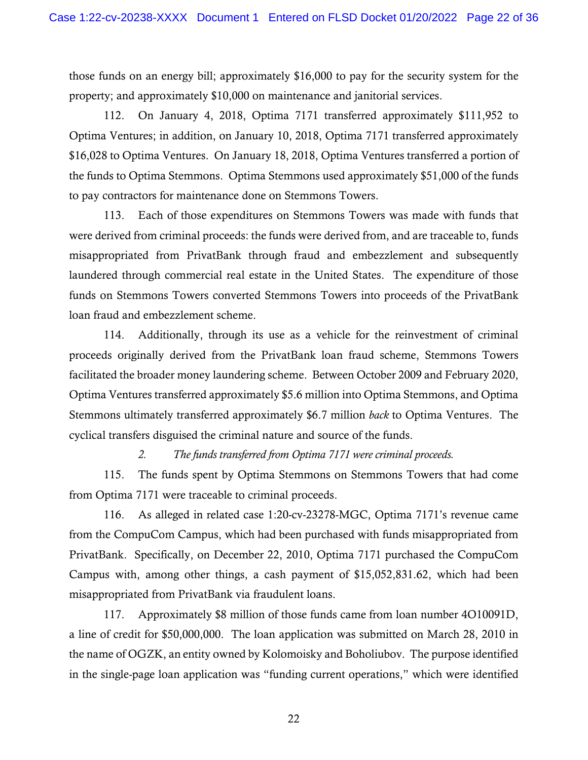those funds on an energy bill; approximately $16,000 to pay for the security system for the property; and approximately $10,000 on maintenance and janitorial services.

112. On January 4, 2018, Optima 7171 transferred approximately $111,952 to Optima Ventures; in addition, on January 10, 2018, Optima 7171 transferred approximately $16,028 to Optima Ventures. On January 18, 2018, Optima Ventures transferred a portion of the funds to Optima Stemmons. Optima Stemmons used approximately $51,000 of the funds to pay contractors for maintenance done on Stemmons Towers.

113. Each of those expenditures on Stemmons Towers was made with funds that were derived from criminal proceeds: the funds were derived from, and are traceable to, funds misappropriated from PrivatBank through fraud and embezzlement and subsequently laundered through commercial real estate in the United States. The expenditure of those funds on Stemmons Towers converted Stemmons Towers into proceeds of the PrivatBank loan fraud and embezzlement scheme.

114. Additionally, through its use as a vehicle for the reinvestment of criminal proceeds originally derived from the PrivatBank loan fraud scheme, Stemmons Towers facilitated the broader money laundering scheme. Between October 2009 and February 2020, Optima Ventures transferred approximately $5.6 million into Optima Stemmons, and Optima Stemmons ultimately transferred approximately $6.7 million *back* to Optima Ventures. The cyclical transfers disguised the criminal nature and source of the funds.

*2. The funds transferred from Optima 7171 were criminal proceeds.*

115. The funds spent by Optima Stemmons on Stemmons Towers that had come from Optima 7171 were traceable to criminal proceeds.

116. As alleged in related case 1:20-cv-23278-MGC, Optima 7171's revenue came from the CompuCom Campus, which had been purchased with funds misappropriated from PrivatBank. Specifically, on December 22, 2010, Optima 7171 purchased the CompuCom Campus with, among other things, a cash payment of $15,052,831.62, which had been misappropriated from PrivatBank via fraudulent loans.

117. Approximately $8 million of those funds came from loan number 4O10091D, a line of credit for $50,000,000. The loan application was submitted on March 28, 2010 in the name of OGZK, an entity owned by Kolomoisky and Boholiubov. The purpose identified in the single-page loan application was "funding current operations," which were identified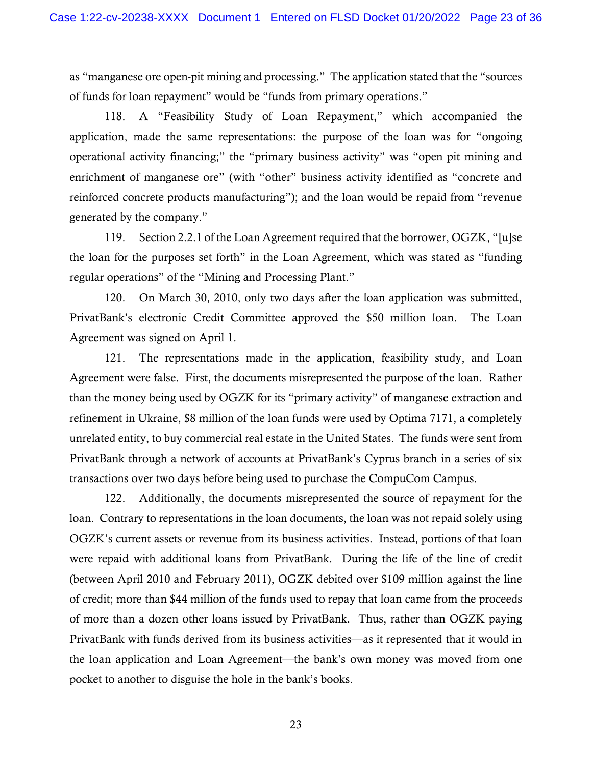as "manganese ore open-pit mining and processing." The application stated that the "sources of funds for loan repayment" would be "funds from primary operations."

118. A "Feasibility Study of Loan Repayment," which accompanied the application, made the same representations: the purpose of the loan was for "ongoing operational activity financing;" the "primary business activity" was "open pit mining and enrichment of manganese ore" (with "other" business activity identified as "concrete and reinforced concrete products manufacturing"); and the loan would be repaid from "revenue generated by the company."

119. Section 2.2.1 of the Loan Agreement required that the borrower, OGZK, "[u]se the loan for the purposes set forth" in the Loan Agreement, which was stated as "funding regular operations" of the "Mining and Processing Plant."

120. On March 30, 2010, only two days after the loan application was submitted, PrivatBank's electronic Credit Committee approved the $50 million loan. The Loan Agreement was signed on April 1.

121. The representations made in the application, feasibility study, and Loan Agreement were false. First, the documents misrepresented the purpose of the loan. Rather than the money being used by OGZK for its "primary activity" of manganese extraction and refinement in Ukraine, $8 million of the loan funds were used by Optima 7171, a completely unrelated entity, to buy commercial real estate in the United States. The funds were sent from PrivatBank through a network of accounts at PrivatBank's Cyprus branch in a series of six transactions over two days before being used to purchase the CompuCom Campus.

122. Additionally, the documents misrepresented the source of repayment for the loan. Contrary to representations in the loan documents, the loan was not repaid solely using OGZK's current assets or revenue from its business activities. Instead, portions of that loan were repaid with additional loans from PrivatBank. During the life of the line of credit (between April 2010 and February 2011), OGZK debited over $109 million against the line of credit; more than $44 million of the funds used to repay that loan came from the proceeds of more than a dozen other loans issued by PrivatBank. Thus, rather than OGZK paying PrivatBank with funds derived from its business activities—as it represented that it would in the loan application and Loan Agreement—the bank's own money was moved from one pocket to another to disguise the hole in the bank's books.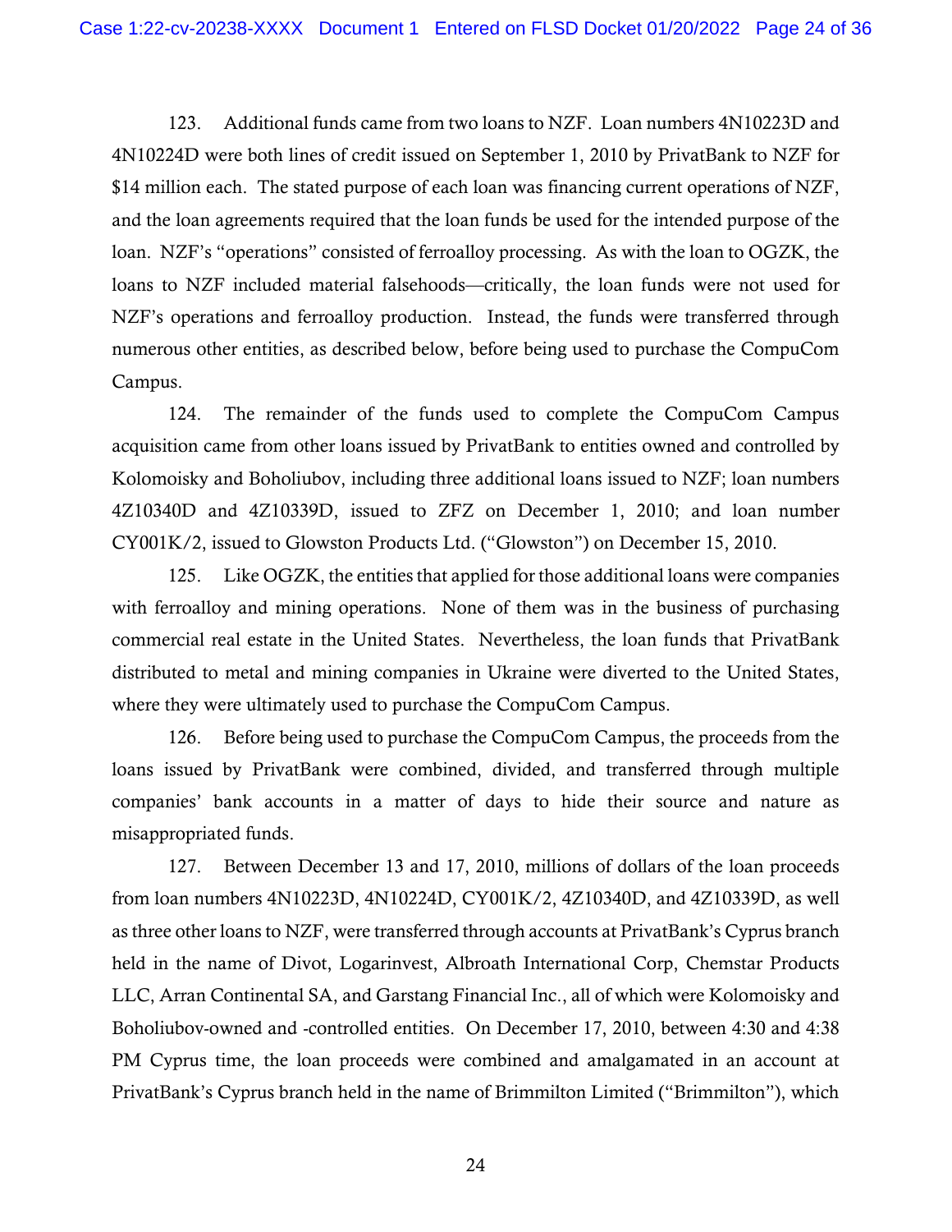123. Additional funds came from two loans to NZF. Loan numbers 4N10223D and 4N10224D were both lines of credit issued on September 1, 2010 by PrivatBank to NZF for $14 million each. The stated purpose of each loan was financing current operations of NZF, and the loan agreements required that the loan funds be used for the intended purpose of the loan. NZF's "operations" consisted of ferroalloy processing. As with the loan to OGZK, the loans to NZF included material falsehoods—critically, the loan funds were not used for NZF's operations and ferroalloy production. Instead, the funds were transferred through numerous other entities, as described below, before being used to purchase the CompuCom Campus.

124. The remainder of the funds used to complete the CompuCom Campus acquisition came from other loans issued by PrivatBank to entities owned and controlled by Kolomoisky and Boholiubov, including three additional loans issued to NZF; loan numbers 4Z10340D and 4Z10339D, issued to ZFZ on December 1, 2010; and loan number CY001K/2, issued to Glowston Products Ltd. ("Glowston") on December 15, 2010.

125. Like OGZK, the entities that applied for those additional loans were companies with ferroalloy and mining operations. None of them was in the business of purchasing commercial real estate in the United States. Nevertheless, the loan funds that PrivatBank distributed to metal and mining companies in Ukraine were diverted to the United States, where they were ultimately used to purchase the CompuCom Campus.

126. Before being used to purchase the CompuCom Campus, the proceeds from the loans issued by PrivatBank were combined, divided, and transferred through multiple companies' bank accounts in a matter of days to hide their source and nature as misappropriated funds.

127. Between December 13 and 17, 2010, millions of dollars of the loan proceeds from loan numbers 4N10223D, 4N10224D, CY001K/2, 4Z10340D, and 4Z10339D, as well as three other loans to NZF, were transferred through accounts at PrivatBank's Cyprus branch held in the name of Divot, Logarinvest, Albroath International Corp, Chemstar Products LLC, Arran Continental SA, and Garstang Financial Inc., all of which were Kolomoisky and Boholiubov-owned and -controlled entities. On December 17, 2010, between 4:30 and 4:38 PM Cyprus time, the loan proceeds were combined and amalgamated in an account at PrivatBank's Cyprus branch held in the name of Brimmilton Limited ("Brimmilton"), which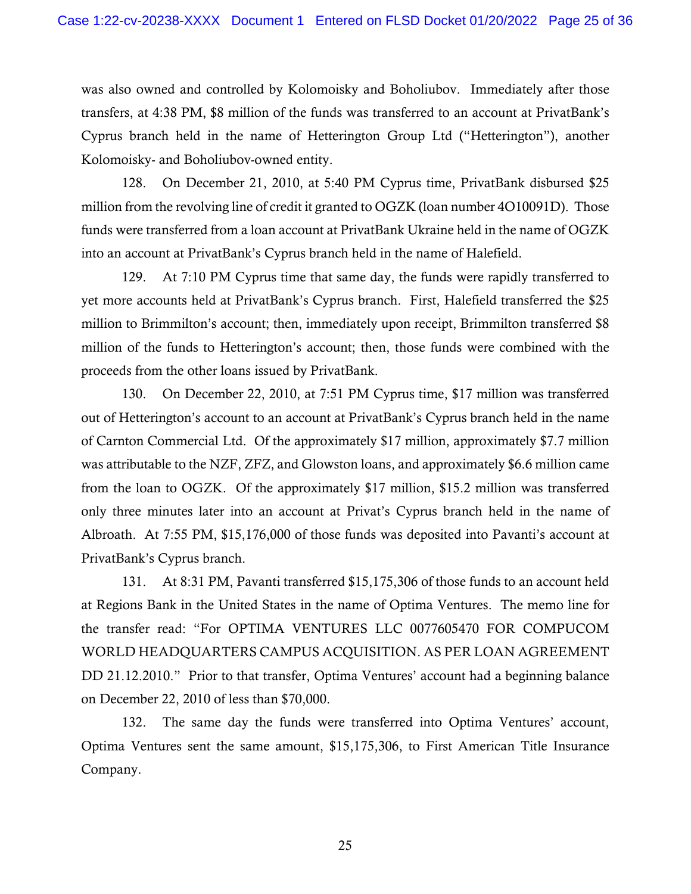was also owned and controlled by Kolomoisky and Boholiubov. Immediately after those transfers, at 4:38 PM, $8 million of the funds was transferred to an account at PrivatBank's Cyprus branch held in the name of Hetterington Group Ltd ("Hetterington"), another Kolomoisky- and Boholiubov-owned entity.

128. On December 21, 2010, at 5:40 PM Cyprus time, PrivatBank disbursed $25 million from the revolving line of credit it granted to OGZK (loan number 4O10091D). Those funds were transferred from a loan account at PrivatBank Ukraine held in the name of OGZK into an account at PrivatBank's Cyprus branch held in the name of Halefield.

129. At 7:10 PM Cyprus time that same day, the funds were rapidly transferred to yet more accounts held at PrivatBank's Cyprus branch. First, Halefield transferred the $25 million to Brimmilton's account; then, immediately upon receipt, Brimmilton transferred $8 million of the funds to Hetterington's account; then, those funds were combined with the proceeds from the other loans issued by PrivatBank.

130. On December 22, 2010, at 7:51 PM Cyprus time, $17 million was transferred out of Hetterington's account to an account at PrivatBank's Cyprus branch held in the name of Carnton Commercial Ltd. Of the approximately $17 million, approximately $7.7 million was attributable to the NZF, ZFZ, and Glowston loans, and approximately $6.6 million came from the loan to OGZK. Of the approximately $17 million, $15.2 million was transferred only three minutes later into an account at Privat's Cyprus branch held in the name of Albroath. At 7:55 PM, $15,176,000 of those funds was deposited into Pavanti's account at PrivatBank's Cyprus branch.

131. At 8:31 PM, Pavanti transferred $15,175,306 of those funds to an account held at Regions Bank in the United States in the name of Optima Ventures. The memo line for the transfer read: "For OPTIMA VENTURES LLC 0077605470 FOR COMPUCOM WORLD HEADQUARTERS CAMPUS ACQUISITION. AS PER LOAN AGREEMENT DD 21.12.2010." Prior to that transfer, Optima Ventures' account had a beginning balance on December 22, 2010 of less than $70,000.

132. The same day the funds were transferred into Optima Ventures' account, Optima Ventures sent the same amount, $15,175,306, to First American Title Insurance Company.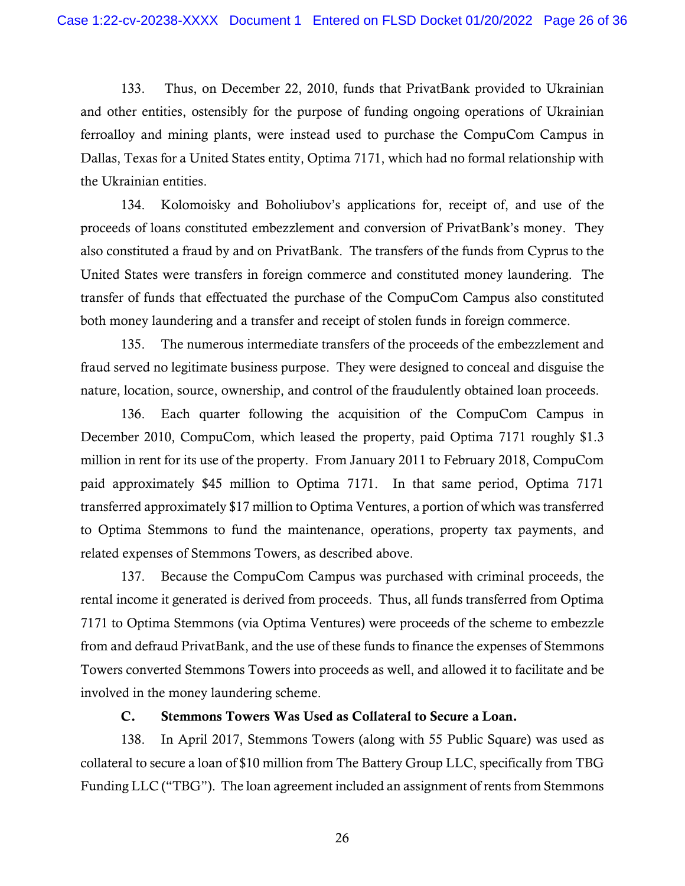133. Thus, on December 22, 2010, funds that PrivatBank provided to Ukrainian and other entities, ostensibly for the purpose of funding ongoing operations of Ukrainian ferroalloy and mining plants, were instead used to purchase the CompuCom Campus in Dallas, Texas for a United States entity, Optima 7171, which had no formal relationship with the Ukrainian entities.

134. Kolomoisky and Boholiubov's applications for, receipt of, and use of the proceeds of loans constituted embezzlement and conversion of PrivatBank's money. They also constituted a fraud by and on PrivatBank. The transfers of the funds from Cyprus to the United States were transfers in foreign commerce and constituted money laundering. The transfer of funds that effectuated the purchase of the CompuCom Campus also constituted both money laundering and a transfer and receipt of stolen funds in foreign commerce.

135. The numerous intermediate transfers of the proceeds of the embezzlement and fraud served no legitimate business purpose. They were designed to conceal and disguise the nature, location, source, ownership, and control of the fraudulently obtained loan proceeds.

136. Each quarter following the acquisition of the CompuCom Campus in December 2010, CompuCom, which leased the property, paid Optima 7171 roughly $1.3 million in rent for its use of the property. From January 2011 to February 2018, CompuCom paid approximately $45 million to Optima 7171. In that same period, Optima 7171 transferred approximately $17 million to Optima Ventures, a portion of which was transferred to Optima Stemmons to fund the maintenance, operations, property tax payments, and related expenses of Stemmons Towers, as described above.

137. Because the CompuCom Campus was purchased with criminal proceeds, the rental income it generated is derived from proceeds. Thus, all funds transferred from Optima 7171 to Optima Stemmons (via Optima Ventures) were proceeds of the scheme to embezzle from and defraud PrivatBank, and the use of these funds to finance the expenses of Stemmons Towers converted Stemmons Towers into proceeds as well, and allowed it to facilitate and be involved in the money laundering scheme.

### C. Stemmons Towers Was Used as Collateral to Secure a Loan.

138. In April 2017, Stemmons Towers (along with 55 Public Square) was used as collateral to secure a loan of $10 million from The Battery Group LLC, specifically from TBG Funding LLC ("TBG"). The loan agreement included an assignment of rents from Stemmons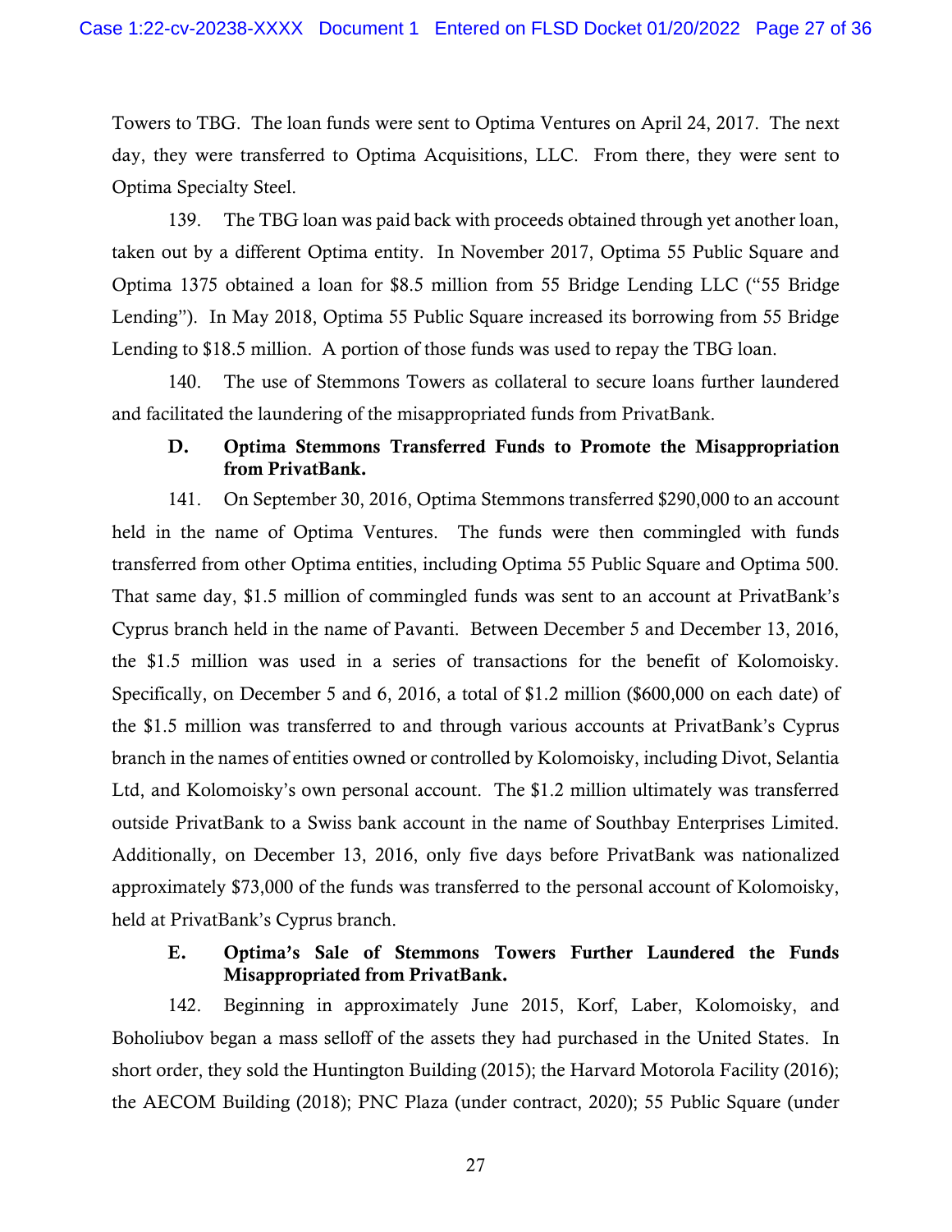Towers to TBG. The loan funds were sent to Optima Ventures on April 24, 2017. The next day, they were transferred to Optima Acquisitions, LLC. From there, they were sent to Optima Specialty Steel.

139. The TBG loan was paid back with proceeds obtained through yet another loan, taken out by a different Optima entity. In November 2017, Optima 55 Public Square and Optima 1375 obtained a loan for $8.5 million from 55 Bridge Lending LLC ("55 Bridge Lending"). In May 2018, Optima 55 Public Square increased its borrowing from 55 Bridge Lending to $18.5 million. A portion of those funds was used to repay the TBG loan.

140. The use of Stemmons Towers as collateral to secure loans further laundered and facilitated the laundering of the misappropriated funds from PrivatBank.

### D. Optima Stemmons Transferred Funds to Promote the Misappropriation from PrivatBank.

141. On September 30, 2016, Optima Stemmons transferred $290,000 to an account held in the name of Optima Ventures. The funds were then commingled with funds transferred from other Optima entities, including Optima 55 Public Square and Optima 500. That same day, $1.5 million of commingled funds was sent to an account at PrivatBank's Cyprus branch held in the name of Pavanti. Between December 5 and December 13, 2016, the $1.5 million was used in a series of transactions for the benefit of Kolomoisky. Specifically, on December 5 and 6, 2016, a total of $1.2 million ($600,000 on each date) of the $1.5 million was transferred to and through various accounts at PrivatBank's Cyprus branch in the names of entities owned or controlled by Kolomoisky, including Divot, Selantia Ltd, and Kolomoisky's own personal account. The $1.2 million ultimately was transferred outside PrivatBank to a Swiss bank account in the name of Southbay Enterprises Limited. Additionally, on December 13, 2016, only five days before PrivatBank was nationalized approximately $73,000 of the funds was transferred to the personal account of Kolomoisky, held at PrivatBank's Cyprus branch.

### E. Optima's Sale of Stemmons Towers Further Laundered the Funds Misappropriated from PrivatBank.

142. Beginning in approximately June 2015, Korf, Laber, Kolomoisky, and Boholiubov began a mass selloff of the assets they had purchased in the United States. In short order, they sold the Huntington Building (2015); the Harvard Motorola Facility (2016); the AECOM Building (2018); PNC Plaza (under contract, 2020); 55 Public Square (under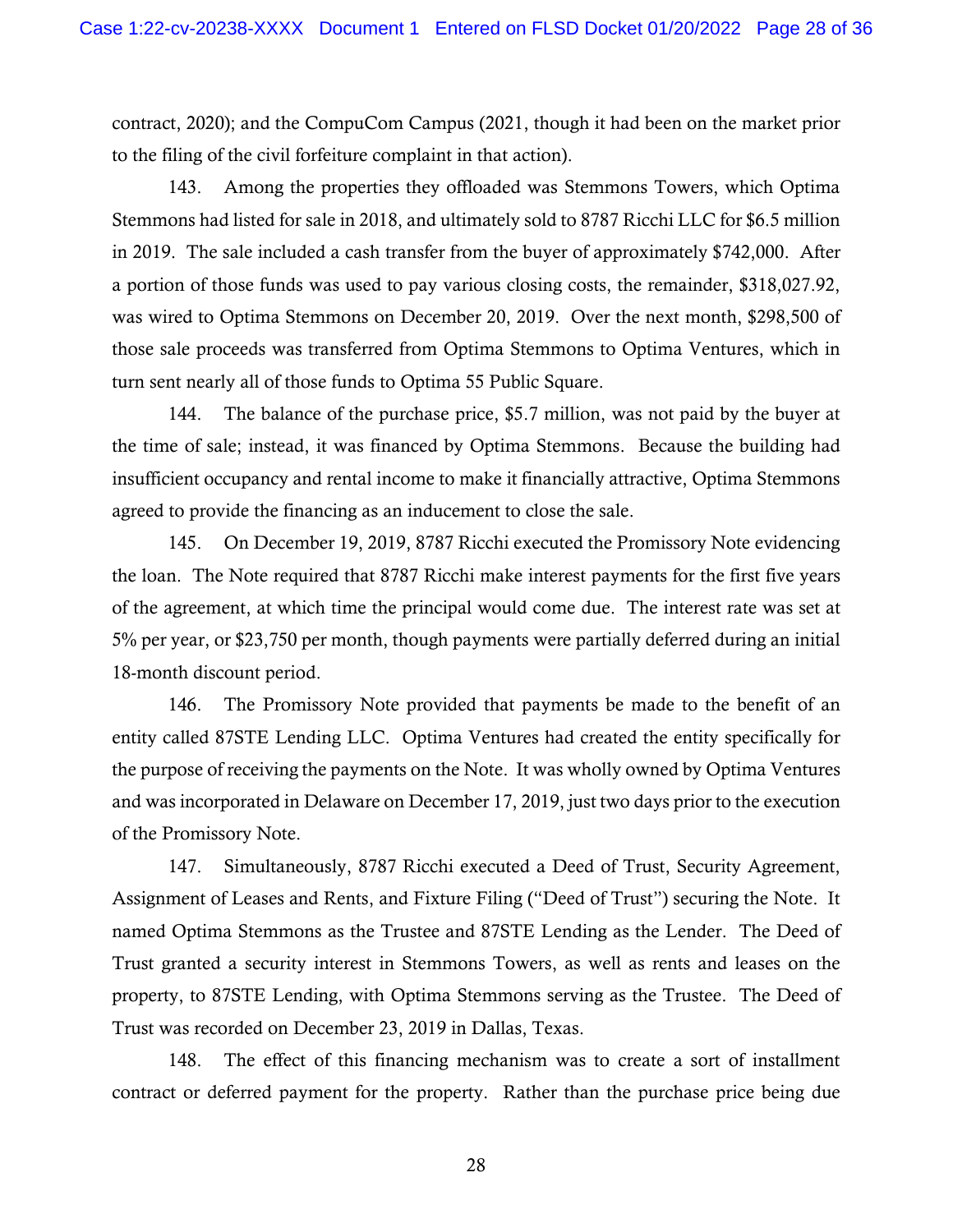contract, 2020); and the CompuCom Campus (2021, though it had been on the market prior to the filing of the civil forfeiture complaint in that action).

143. Among the properties they offloaded was Stemmons Towers, which Optima Stemmons had listed for sale in 2018, and ultimately sold to 8787 Ricchi LLC for $6.5 million in 2019. The sale included a cash transfer from the buyer of approximately $742,000. After a portion of those funds was used to pay various closing costs, the remainder, $318,027.92, was wired to Optima Stemmons on December 20, 2019. Over the next month, $298,500 of those sale proceeds was transferred from Optima Stemmons to Optima Ventures, which in turn sent nearly all of those funds to Optima 55 Public Square.

144. The balance of the purchase price, $5.7 million, was not paid by the buyer at the time of sale; instead, it was financed by Optima Stemmons. Because the building had insufficient occupancy and rental income to make it financially attractive, Optima Stemmons agreed to provide the financing as an inducement to close the sale.

145. On December 19, 2019, 8787 Ricchi executed the Promissory Note evidencing the loan. The Note required that 8787 Ricchi make interest payments for the first five years of the agreement, at which time the principal would come due. The interest rate was set at 5% per year, or $23,750 per month, though payments were partially deferred during an initial 18-month discount period.

146. The Promissory Note provided that payments be made to the benefit of an entity called 87STE Lending LLC. Optima Ventures had created the entity specifically for the purpose of receiving the payments on the Note. It was wholly owned by Optima Ventures and was incorporated in Delaware on December 17, 2019, just two days prior to the execution of the Promissory Note.

147. Simultaneously, 8787 Ricchi executed a Deed of Trust, Security Agreement, Assignment of Leases and Rents, and Fixture Filing ("Deed of Trust") securing the Note. It named Optima Stemmons as the Trustee and 87STE Lending as the Lender. The Deed of Trust granted a security interest in Stemmons Towers, as well as rents and leases on the property, to 87STE Lending, with Optima Stemmons serving as the Trustee. The Deed of Trust was recorded on December 23, 2019 in Dallas, Texas.

148. The effect of this financing mechanism was to create a sort of installment contract or deferred payment for the property. Rather than the purchase price being due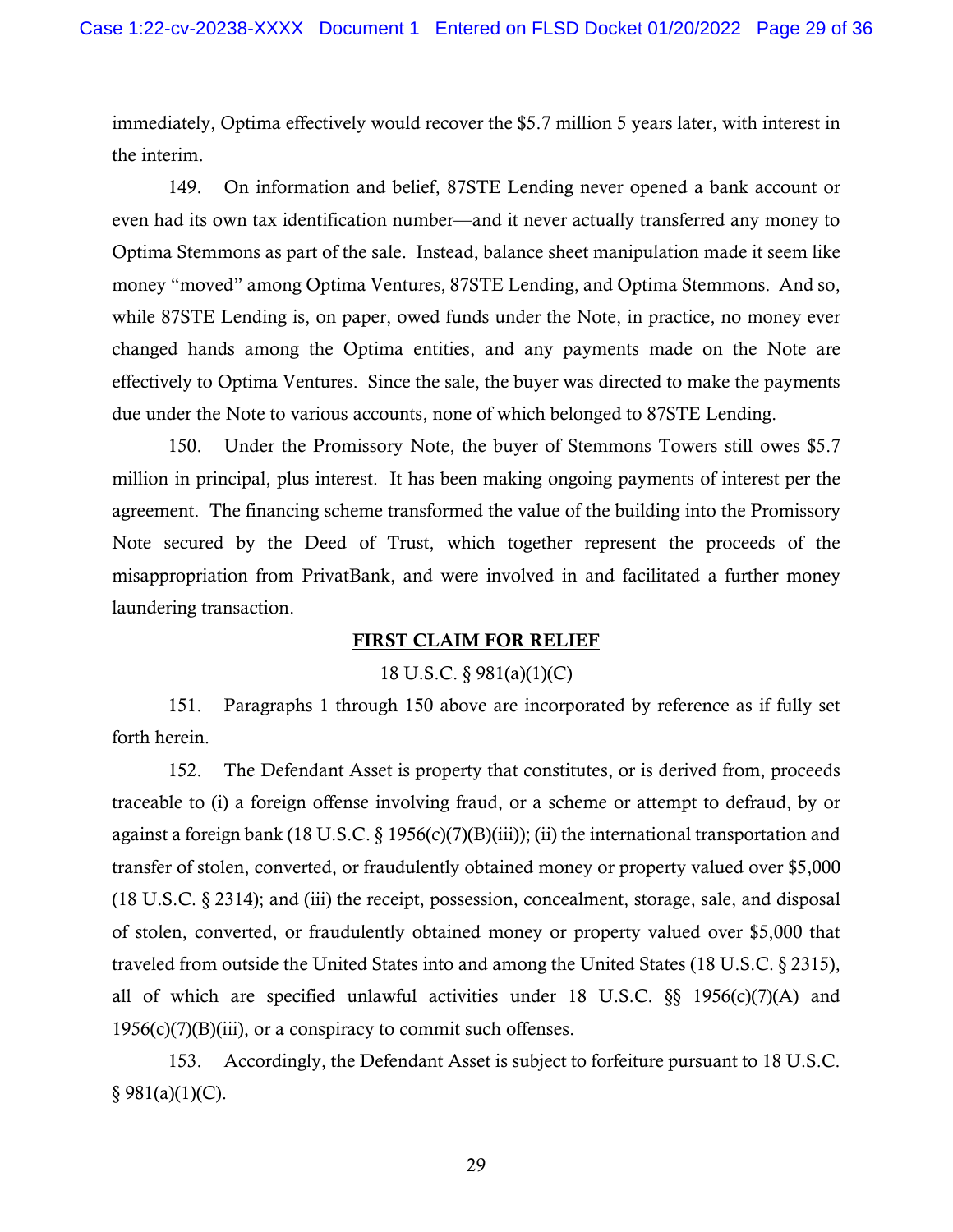immediately, Optima effectively would recover the $5.7 million 5 years later, with interest in the interim.

149. On information and belief, 87STE Lending never opened a bank account or even had its own tax identification number—and it never actually transferred any money to Optima Stemmons as part of the sale. Instead, balance sheet manipulation made it seem like money "moved" among Optima Ventures, 87STE Lending, and Optima Stemmons. And so, while 87STE Lending is, on paper, owed funds under the Note, in practice, no money ever changed hands among the Optima entities, and any payments made on the Note are effectively to Optima Ventures. Since the sale, the buyer was directed to make the payments due under the Note to various accounts, none of which belonged to 87STE Lending.

150. Under the Promissory Note, the buyer of Stemmons Towers still owes $5.7 million in principal, plus interest. It has been making ongoing payments of interest per the agreement. The financing scheme transformed the value of the building into the Promissory Note secured by the Deed of Trust, which together represent the proceeds of the misappropriation from PrivatBank, and were involved in and facilitated a further money laundering transaction.

## FIRST CLAIM FOR RELIEF

18 U.S.C. § 981(a)(1)(C)

151. Paragraphs 1 through 150 above are incorporated by reference as if fully set forth herein.

152. The Defendant Asset is property that constitutes, or is derived from, proceeds traceable to (i) a foreign offense involving fraud, or a scheme or attempt to defraud, by or against a foreign bank (18 U.S.C. § 1956(c)(7)(B)(iii)); (ii) the international transportation and transfer of stolen, converted, or fraudulently obtained money or property valued over $5,000 (18 U.S.C. § 2314); and (iii) the receipt, possession, concealment, storage, sale, and disposal of stolen, converted, or fraudulently obtained money or property valued over $5,000 that traveled from outside the United States into and among the United States (18 U.S.C. § 2315), all of which are specified unlawful activities under 18 U.S.C. §§ 1956(c)(7)(A) and 1956(c)(7)(B)(iii), or a conspiracy to commit such offenses.

153. Accordingly, the Defendant Asset is subject to forfeiture pursuant to 18 U.S.C. § 981(a)(1)(C).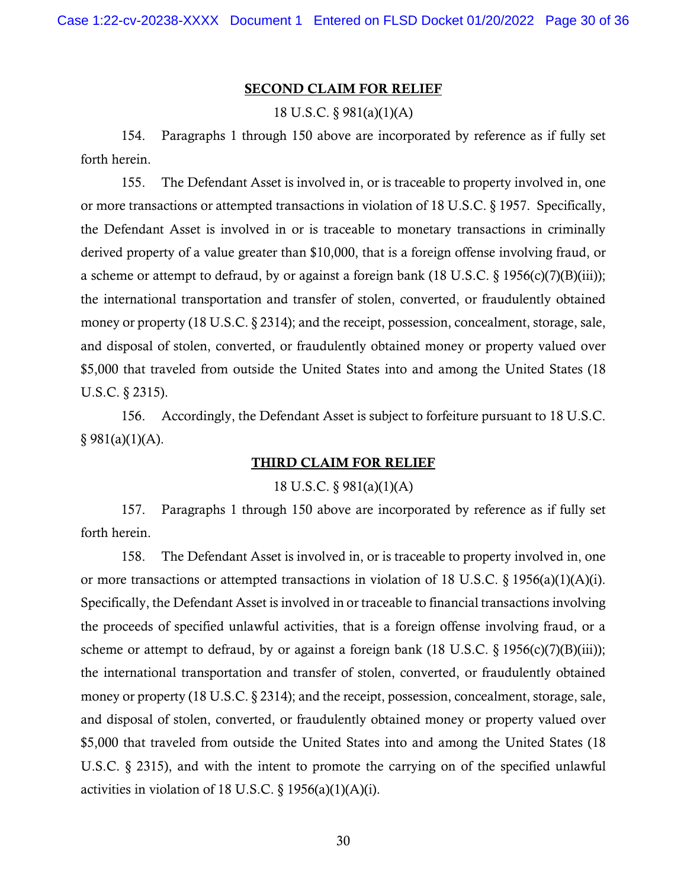## SECOND CLAIM FOR RELIEF

18 U.S.C. § 981(a)(1)(A)

154. Paragraphs 1 through 150 above are incorporated by reference as if fully set forth herein.

155. The Defendant Asset is involved in, or is traceable to property involved in, one or more transactions or attempted transactions in violation of 18 U.S.C. § 1957. Specifically, the Defendant Asset is involved in or is traceable to monetary transactions in criminally derived property of a value greater than $10,000, that is a foreign offense involving fraud, or a scheme or attempt to defraud, by or against a foreign bank (18 U.S.C. § 1956(c)(7)(B)(iii)); the international transportation and transfer of stolen, converted, or fraudulently obtained money or property (18 U.S.C. § 2314); and the receipt, possession, concealment, storage, sale, and disposal of stolen, converted, or fraudulently obtained money or property valued over $5,000 that traveled from outside the United States into and among the United States (18 U.S.C. § 2315).

156. Accordingly, the Defendant Asset is subject to forfeiture pursuant to 18 U.S.C. § 981(a)(1)(A).

## THIRD CLAIM FOR RELIEF

18 U.S.C. § 981(a)(1)(A)

157. Paragraphs 1 through 150 above are incorporated by reference as if fully set forth herein.

158. The Defendant Asset is involved in, or is traceable to property involved in, one or more transactions or attempted transactions in violation of 18 U.S.C. § 1956(a)(1)(A)(i). Specifically, the Defendant Asset is involved in or traceable to financial transactions involving the proceeds of specified unlawful activities, that is a foreign offense involving fraud, or a scheme or attempt to defraud, by or against a foreign bank (18 U.S.C. § 1956(c)(7)(B)(iii)); the international transportation and transfer of stolen, converted, or fraudulently obtained money or property (18 U.S.C. § 2314); and the receipt, possession, concealment, storage, sale, and disposal of stolen, converted, or fraudulently obtained money or property valued over $5,000 that traveled from outside the United States into and among the United States (18 U.S.C. § 2315), and with the intent to promote the carrying on of the specified unlawful activities in violation of 18 U.S.C. § 1956(a)(1)(A)(i).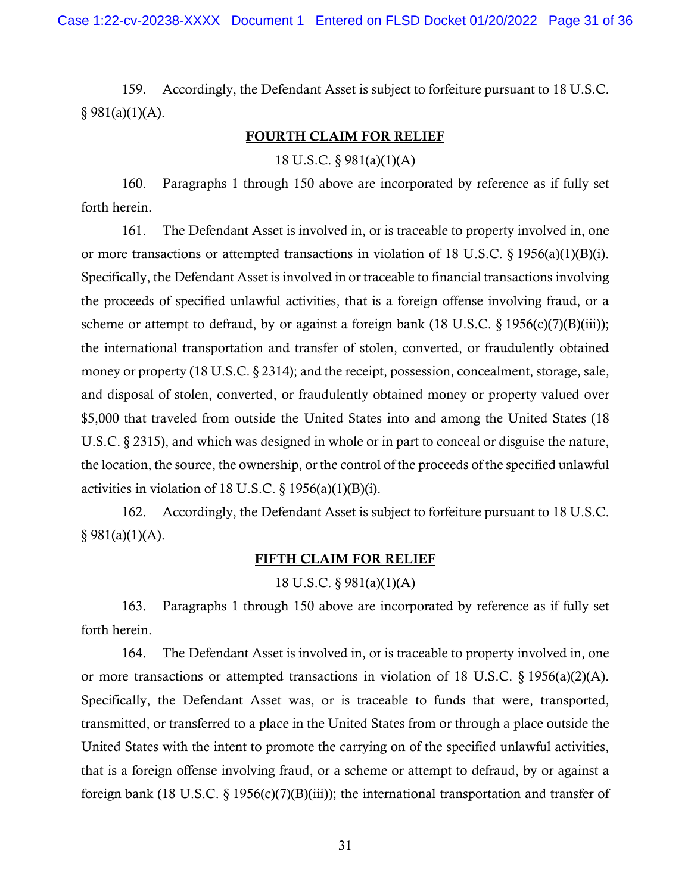159. Accordingly, the Defendant Asset is subject to forfeiture pursuant to 18 U.S.C. § 981(a)(1)(A).

**FOURTH CLAIM FOR RELIEF**

18 U.S.C. § 981(a)(1)(A)

160. Paragraphs 1 through 150 above are incorporated by reference as if fully set forth herein.

161. The Defendant Asset is involved in, or is traceable to property involved in, one or more transactions or attempted transactions in violation of 18 U.S.C. § 1956(a)(1)(B)(i). Specifically, the Defendant Asset is involved in or traceable to financial transactions involving the proceeds of specified unlawful activities, that is a foreign offense involving fraud, or a scheme or attempt to defraud, by or against a foreign bank (18 U.S.C. § 1956(c)(7)(B)(iii)); the international transportation and transfer of stolen, converted, or fraudulently obtained money or property (18 U.S.C. § 2314); and the receipt, possession, concealment, storage, sale, and disposal of stolen, converted, or fraudulently obtained money or property valued over $5,000 that traveled from outside the United States into and among the United States (18 U.S.C. § 2315), and which was designed in whole or in part to conceal or disguise the nature, the location, the source, the ownership, or the control of the proceeds of the specified unlawful activities in violation of 18 U.S.C. § 1956(a)(1)(B)(i).

162. Accordingly, the Defendant Asset is subject to forfeiture pursuant to 18 U.S.C. § 981(a)(1)(A).

**FIFTH CLAIM FOR RELIEF**

18 U.S.C. § 981(a)(1)(A)

163. Paragraphs 1 through 150 above are incorporated by reference as if fully set forth herein.

164. The Defendant Asset is involved in, or is traceable to property involved in, one or more transactions or attempted transactions in violation of 18 U.S.C. § 1956(a)(2)(A). Specifically, the Defendant Asset was, or is traceable to funds that were, transported, transmitted, or transferred to a place in the United States from or through a place outside the United States with the intent to promote the carrying on of the specified unlawful activities, that is a foreign offense involving fraud, or a scheme or attempt to defraud, by or against a foreign bank (18 U.S.C. § 1956(c)(7)(B)(iii)); the international transportation and transfer of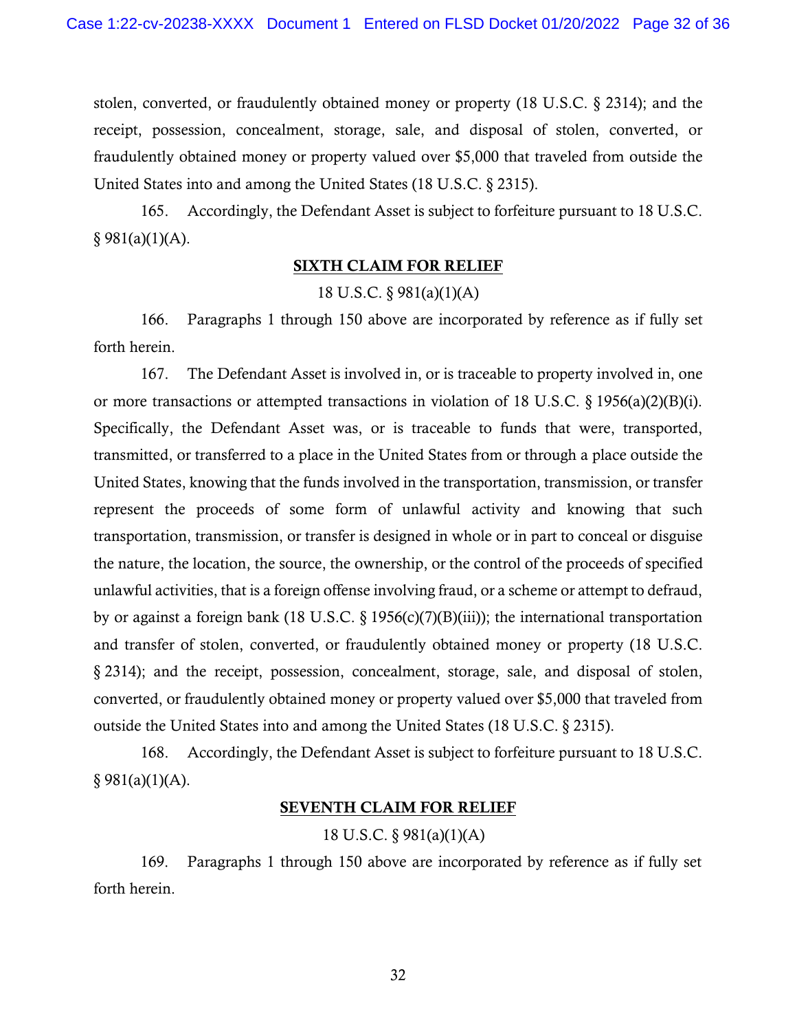stolen, converted, or fraudulently obtained money or property (18 U.S.C. § 2314); and the receipt, possession, concealment, storage, sale, and disposal of stolen, converted, or fraudulently obtained money or property valued over $5,000 that traveled from outside the United States into and among the United States (18 U.S.C. § 2315).

165. Accordingly, the Defendant Asset is subject to forfeiture pursuant to 18 U.S.C. § 981(a)(1)(A).

**SIXTH CLAIM FOR RELIEF**

18 U.S.C. § 981(a)(1)(A)

166. Paragraphs 1 through 150 above are incorporated by reference as if fully set forth herein.

167. The Defendant Asset is involved in, or is traceable to property involved in, one or more transactions or attempted transactions in violation of 18 U.S.C. § 1956(a)(2)(B)(i). Specifically, the Defendant Asset was, or is traceable to funds that were, transported, transmitted, or transferred to a place in the United States from or through a place outside the United States, knowing that the funds involved in the transportation, transmission, or transfer represent the proceeds of some form of unlawful activity and knowing that such transportation, transmission, or transfer is designed in whole or in part to conceal or disguise the nature, the location, the source, the ownership, or the control of the proceeds of specified unlawful activities, that is a foreign offense involving fraud, or a scheme or attempt to defraud, by or against a foreign bank (18 U.S.C. § 1956(c)(7)(B)(iii)); the international transportation and transfer of stolen, converted, or fraudulently obtained money or property (18 U.S.C. § 2314); and the receipt, possession, concealment, storage, sale, and disposal of stolen, converted, or fraudulently obtained money or property valued over $5,000 that traveled from outside the United States into and among the United States (18 U.S.C. § 2315).

168. Accordingly, the Defendant Asset is subject to forfeiture pursuant to 18 U.S.C. § 981(a)(1)(A).

**SEVENTH CLAIM FOR RELIEF**

18 U.S.C. § 981(a)(1)(A)

169. Paragraphs 1 through 150 above are incorporated by reference as if fully set forth herein.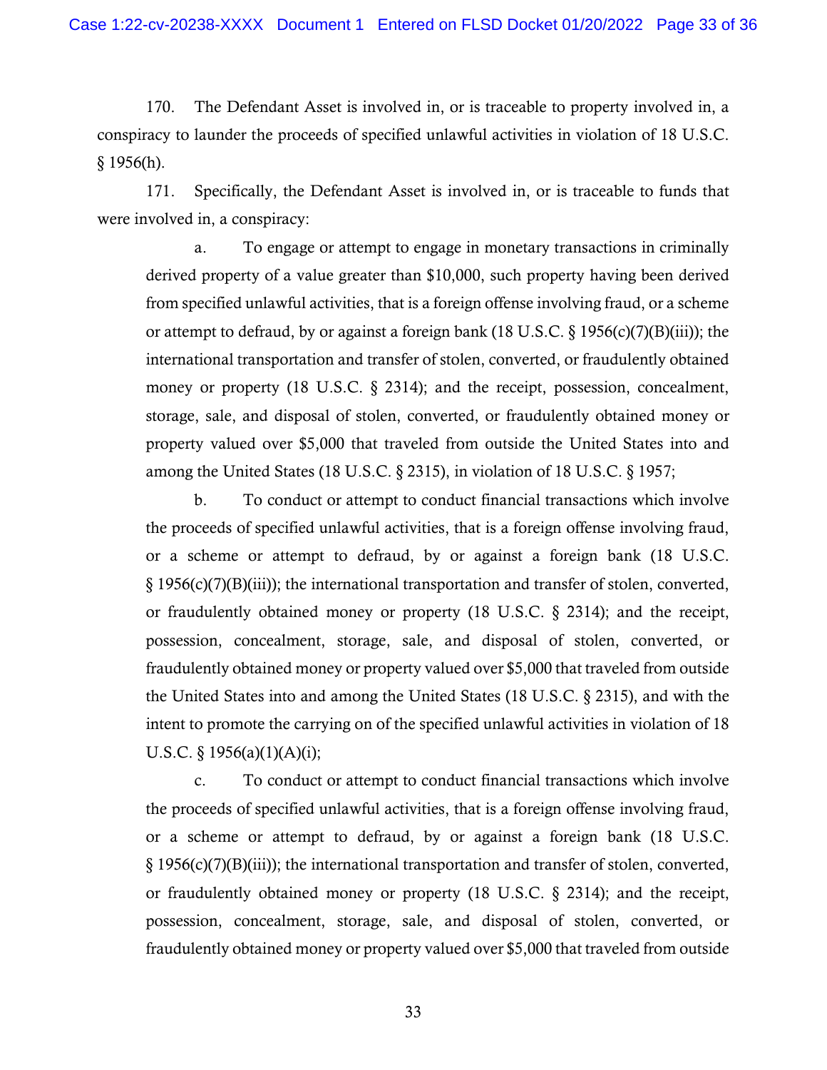170. The Defendant Asset is involved in, or is traceable to property involved in, a conspiracy to launder the proceeds of specified unlawful activities in violation of 18 U.S.C. § 1956(h).

171. Specifically, the Defendant Asset is involved in, or is traceable to funds that were involved in, a conspiracy:

a. To engage or attempt to engage in monetary transactions in criminally derived property of a value greater than $10,000, such property having been derived from specified unlawful activities, that is a foreign offense involving fraud, or a scheme or attempt to defraud, by or against a foreign bank (18 U.S.C. § 1956(c)(7)(B)(iii)); the international transportation and transfer of stolen, converted, or fraudulently obtained money or property (18 U.S.C. § 2314); and the receipt, possession, concealment, storage, sale, and disposal of stolen, converted, or fraudulently obtained money or property valued over $5,000 that traveled from outside the United States into and among the United States (18 U.S.C. § 2315), in violation of 18 U.S.C. § 1957;

b. To conduct or attempt to conduct financial transactions which involve the proceeds of specified unlawful activities, that is a foreign offense involving fraud, or a scheme or attempt to defraud, by or against a foreign bank (18 U.S.C. § 1956(c)(7)(B)(iii)); the international transportation and transfer of stolen, converted, or fraudulently obtained money or property (18 U.S.C. § 2314); and the receipt, possession, concealment, storage, sale, and disposal of stolen, converted, or fraudulently obtained money or property valued over $5,000 that traveled from outside the United States into and among the United States (18 U.S.C. § 2315), and with the intent to promote the carrying on of the specified unlawful activities in violation of 18 U.S.C. § 1956(a)(1)(A)(i);

c. To conduct or attempt to conduct financial transactions which involve the proceeds of specified unlawful activities, that is a foreign offense involving fraud, or a scheme or attempt to defraud, by or against a foreign bank (18 U.S.C. § 1956(c)(7)(B)(iii)); the international transportation and transfer of stolen, converted, or fraudulently obtained money or property (18 U.S.C. § 2314); and the receipt, possession, concealment, storage, sale, and disposal of stolen, converted, or fraudulently obtained money or property valued over $5,000 that traveled from outside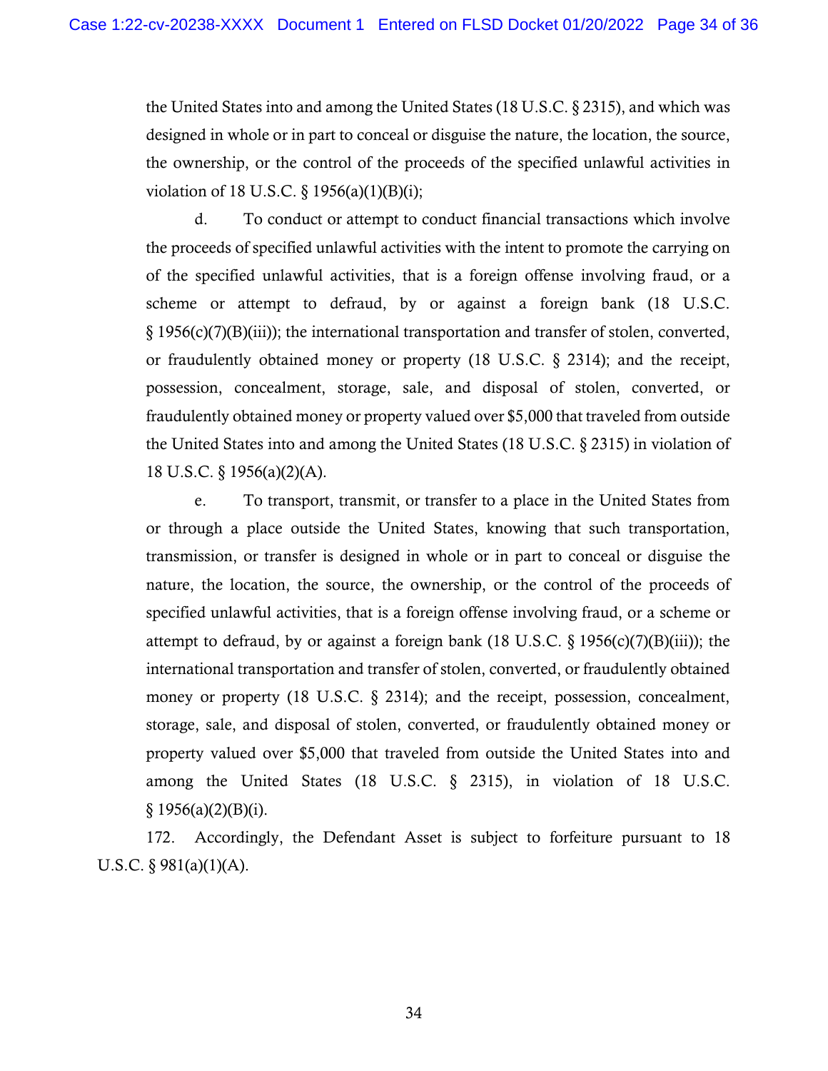the United States into and among the United States (18 U.S.C. § 2315), and which was designed in whole or in part to conceal or disguise the nature, the location, the source, the ownership, or the control of the proceeds of the specified unlawful activities in violation of 18 U.S.C. § 1956(a)(1)(B)(i);

d. To conduct or attempt to conduct financial transactions which involve the proceeds of specified unlawful activities with the intent to promote the carrying on of the specified unlawful activities, that is a foreign offense involving fraud, or a scheme or attempt to defraud, by or against a foreign bank (18 U.S.C. § 1956(c)(7)(B)(iii)); the international transportation and transfer of stolen, converted, or fraudulently obtained money or property (18 U.S.C. § 2314); and the receipt, possession, concealment, storage, sale, and disposal of stolen, converted, or fraudulently obtained money or property valued over $5,000 that traveled from outside the United States into and among the United States (18 U.S.C. § 2315) in violation of 18 U.S.C. § 1956(a)(2)(A).

e. To transport, transmit, or transfer to a place in the United States from or through a place outside the United States, knowing that such transportation, transmission, or transfer is designed in whole or in part to conceal or disguise the nature, the location, the source, the ownership, or the control of the proceeds of specified unlawful activities, that is a foreign offense involving fraud, or a scheme or attempt to defraud, by or against a foreign bank (18 U.S.C. § 1956(c)(7)(B)(iii)); the international transportation and transfer of stolen, converted, or fraudulently obtained money or property (18 U.S.C. § 2314); and the receipt, possession, concealment, storage, sale, and disposal of stolen, converted, or fraudulently obtained money or property valued over $5,000 that traveled from outside the United States into and among the United States (18 U.S.C. § 2315), in violation of 18 U.S.C. § 1956(a)(2)(B)(i).

172. Accordingly, the Defendant Asset is subject to forfeiture pursuant to 18 U.S.C. § 981(a)(1)(A).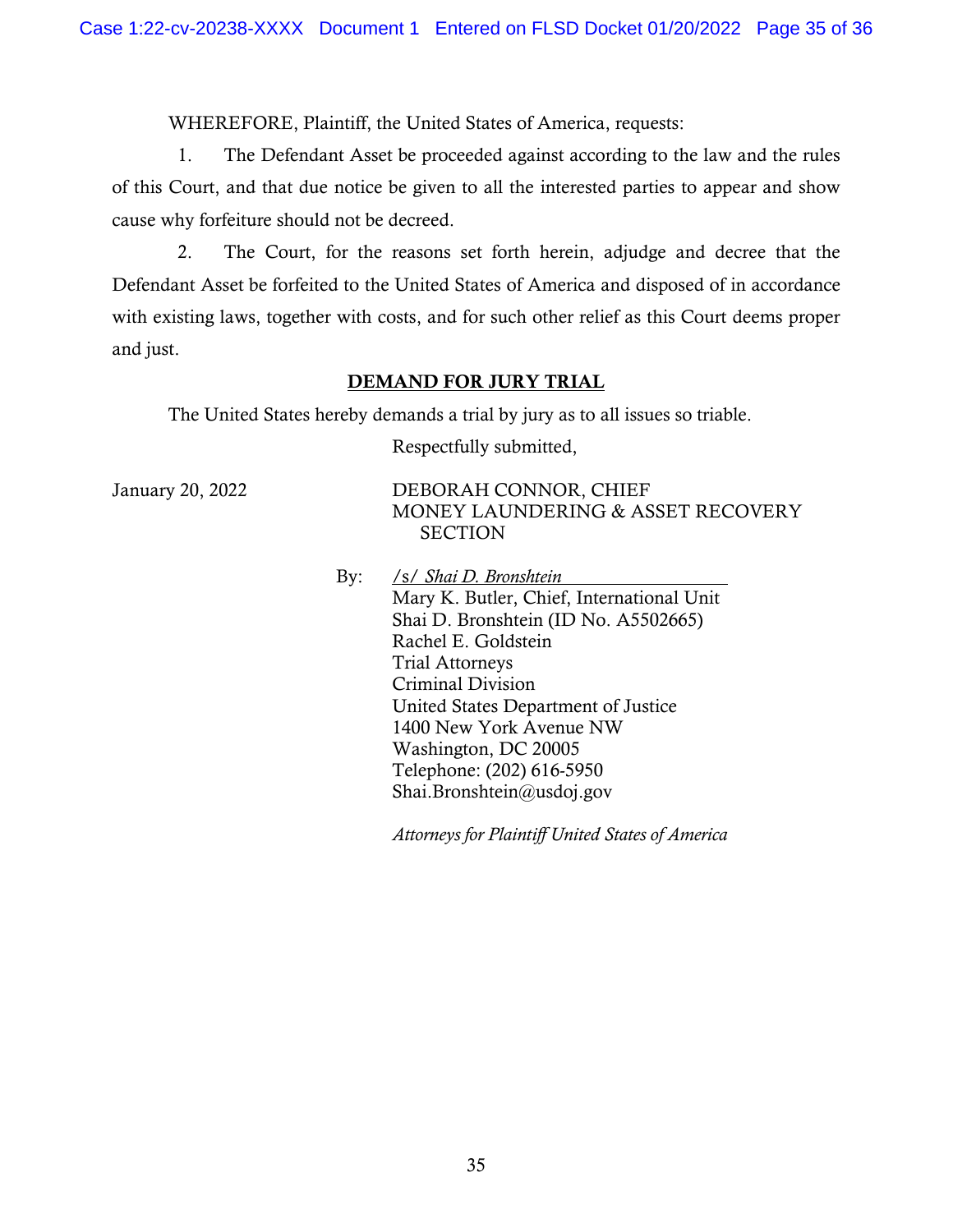WHEREFORE, Plaintiff, the United States of America, requests:

1. The Defendant Asset be proceeded against according to the law and the rules of this Court, and that due notice be given to all the interested parties to appear and show cause why forfeiture should not be decreed.

2. The Court, for the reasons set forth herein, adjudge and decree that the Defendant Asset be forfeited to the United States of America and disposed of in accordance with existing laws, together with costs, and for such other relief as this Court deems proper and just.

**DEMAND FOR JURY TRIAL**

The United States hereby demands a trial by jury as to all issues so triable.

Respectfully submitted,

January 20, 2022

DEBORAH CONNOR, CHIEF
MONEY LAUNDERING & ASSET RECOVERY SECTION

By: */s/ Shai D. Bronshtein*
Mary K. Butler, Chief, International Unit
Shai D. Bronshtein (ID No. A5502665)
Rachel E. Goldstein
Trial Attorneys
Criminal Division
United States Department of Justice
1400 New York Avenue NW
Washington, DC 20005
Telephone: (202) 616-5950
Shai.Bronshtein@usdoj.gov

*Attorneys for Plaintiff United States of America*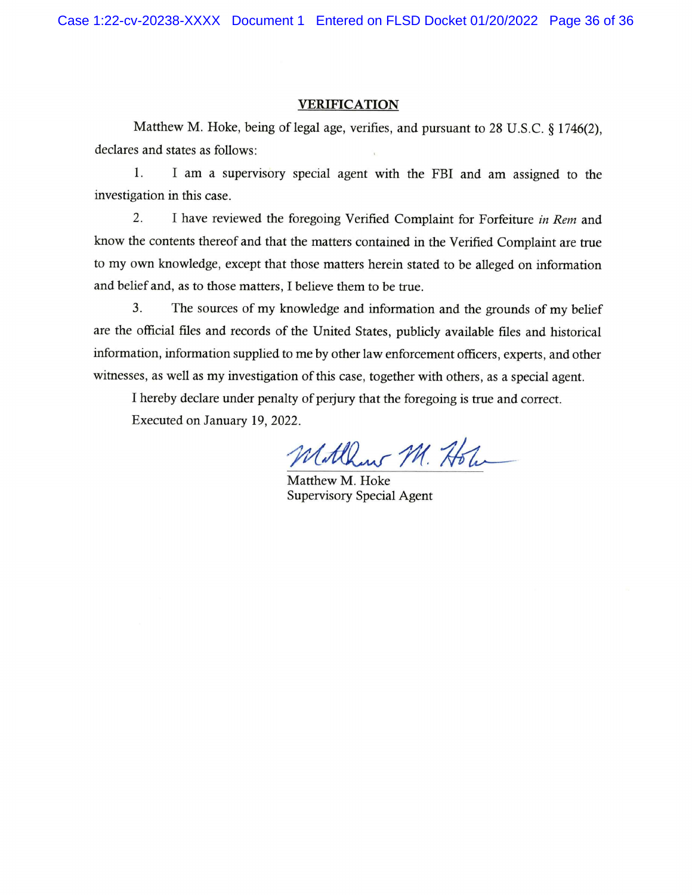## VERIFICATION

Matthew M. Hoke, being of legal age, verifies, and pursuant to 28 U.S.C. § 1746(2), declares and states as follows:

1. I am a supervisory special agent with the FBI and am assigned to the investigation in this case.

2. I have reviewed the foregoing Verified Complaint for Forfeiture *in Rem* and know the contents thereof and that the matters contained in the Verified Complaint are true to my own knowledge, except that those matters herein stated to be alleged on information and belief and, as to those matters, I believe them to be true.

3. The sources of my knowledge and information and the grounds of my belief are the official files and records of the United States, publicly available files and historical information, information supplied to me by other law enforcement officers, experts, and other witnesses, as well as my investigation of this case, together with others, as a special agent.

I hereby declare under penalty of perjury that the foregoing is true and correct.

Executed on January 19, 2022.

Matthew M. Hoke
Supervisory Special Agent